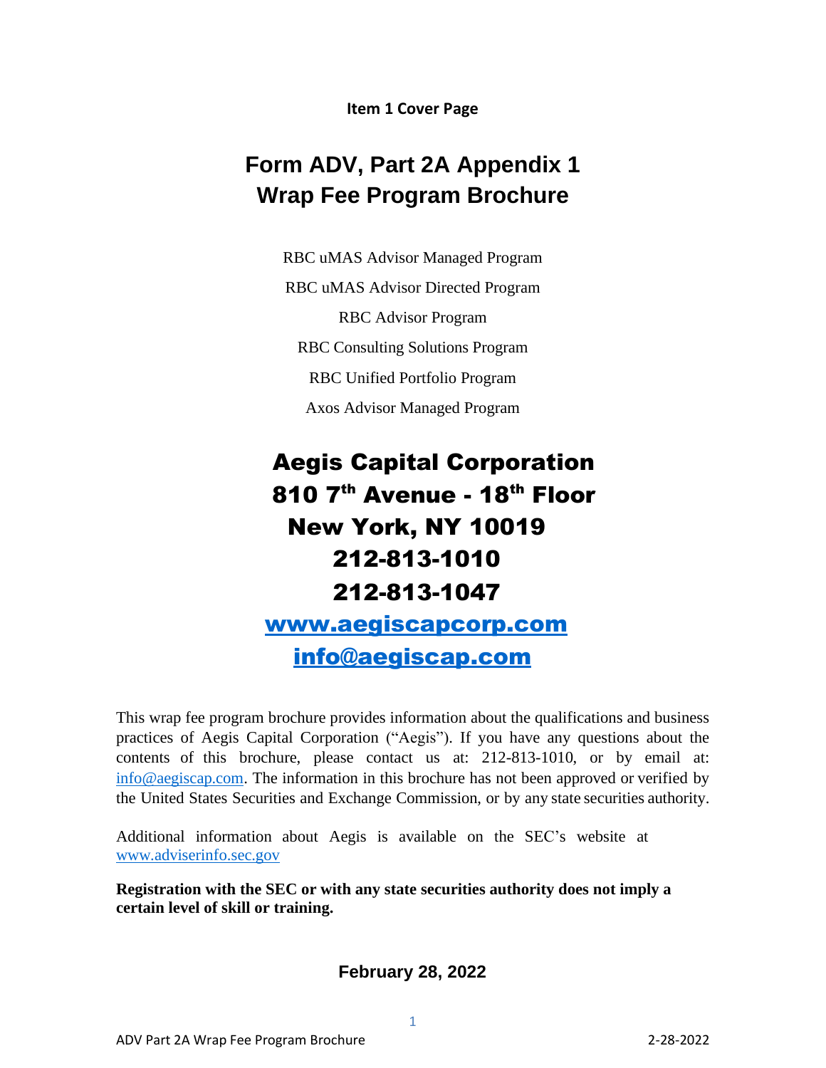**Item 1 Cover Page**

# Form ADV, Part 2A Appendix 1
# Wrap Fee Program Brochure

RBC uMAS Advisor Managed Program

RBC uMAS Advisor Directed Program

RBC Advisor Program

RBC Consulting Solutions Program

RBC Unified Portfolio Program

Axos Advisor Managed Program

## Aegis Capital Corporation
## 810 7th Avenue - 18th Floor
## New York, NY 10019
## 212-813-1010
## 212-813-1047
## www.aegiscapcorp.com
## info@aegiscap.com

This wrap fee program brochure provides information about the qualifications and business practices of Aegis Capital Corporation ("Aegis"). If you have any questions about the contents of this brochure, please contact us at: 212-813-1010, or by email at: info@aegiscap.com. The information in this brochure has not been approved or verified by the United States Securities and Exchange Commission, or by any state securities authority.

Additional information about Aegis is available on the SEC's website at www.adviserinfo.sec.gov

**Registration with the SEC or with any state securities authority does not imply a certain level of skill or training.**

**February 28, 2022**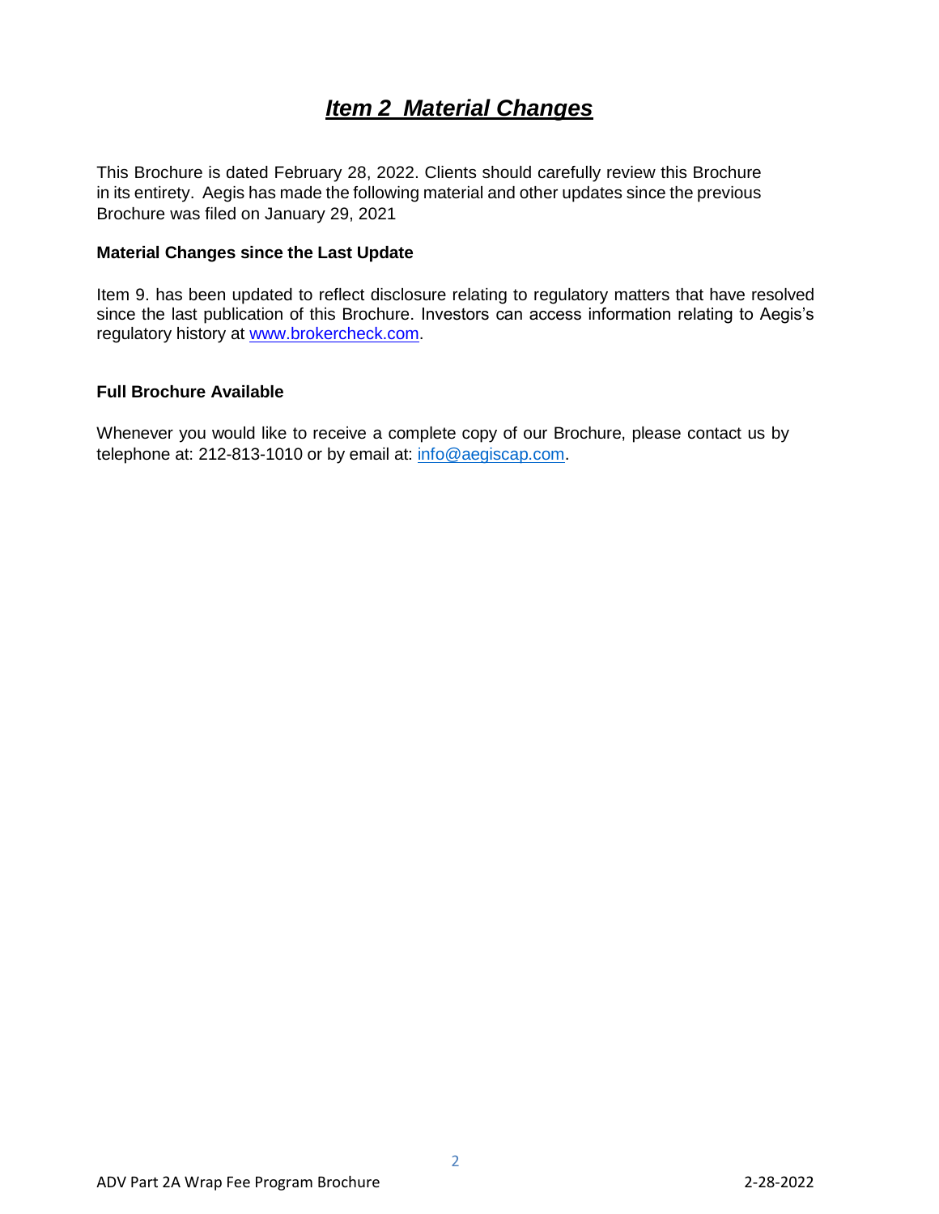# ***Item 2 Material Changes***

This Brochure is dated February 28, 2022. Clients should carefully review this Brochure in its entirety. Aegis has made the following material and other updates since the previous Brochure was filed on January 29, 2021

**Material Changes since the Last Update**

Item 9. has been updated to reflect disclosure relating to regulatory matters that have resolved since the last publication of this Brochure. Investors can access information relating to Aegis's regulatory history at [www.brokercheck.com](http://www.brokercheck.com).

**Full Brochure Available**

Whenever you would like to receive a complete copy of our Brochure, please contact us by telephone at: 212-813-1010 or by email at: [info@aegiscap.com](mailto:info@aegiscap.com).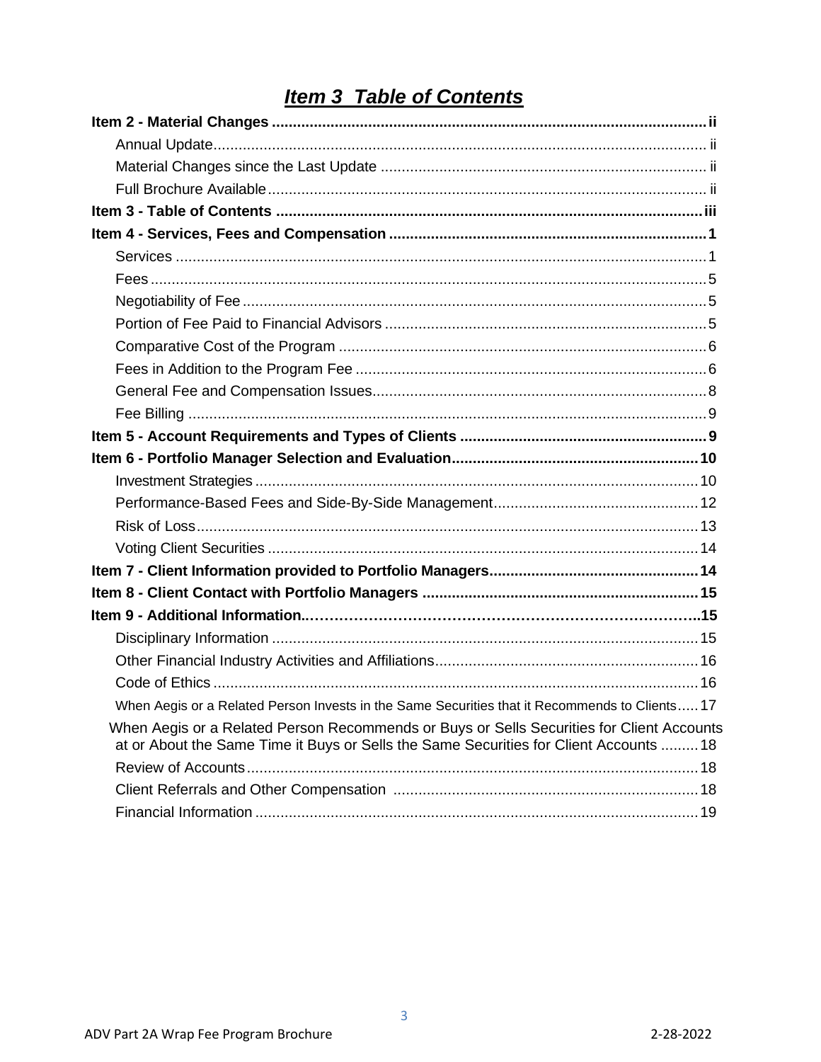# *Item 3 Table of Contents*

**Item 2 - Material Changes** ........ ii

- Annual Update ........ ii
- Material Changes since the Last Update ........ ii
- Full Brochure Available ........ ii

**Item 3 - Table of Contents** ........ iii

**Item 4 - Services, Fees and Compensation** ........ 1

- Services ........ 1
- Fees ........ 5
- Negotiability of Fee ........ 5
- Portion of Fee Paid to Financial Advisors ........ 5
- Comparative Cost of the Program ........ 6
- Fees in Addition to the Program Fee ........ 6
- General Fee and Compensation Issues ........ 8
- Fee Billing ........ 9

**Item 5 - Account Requirements and Types of Clients** ........ 9

**Item 6 - Portfolio Manager Selection and Evaluation** ........ 10

- Investment Strategies ........ 10
- Performance-Based Fees and Side-By-Side Management ........ 12
- Risk of Loss ........ 13
- Voting Client Securities ........ 14

**Item 7 - Client Information provided to Portfolio Managers** ........ 14

**Item 8 - Client Contact with Portfolio Managers** ........ 15

**Item 9 - Additional Information** ........ 15

- Disciplinary Information ........ 15
- Other Financial Industry Activities and Affiliations ........ 16
- Code of Ethics ........ 16
- When Aegis or a Related Person Invests in the Same Securities that it Recommends to Clients ........ 17
- When Aegis or a Related Person Recommends or Buys or Sells Securities for Client Accounts at or About the Same Time it Buys or Sells the Same Securities for Client Accounts ........ 18
- Review of Accounts ........ 18
- Client Referrals and Other Compensation ........ 18
- Financial Information ........ 19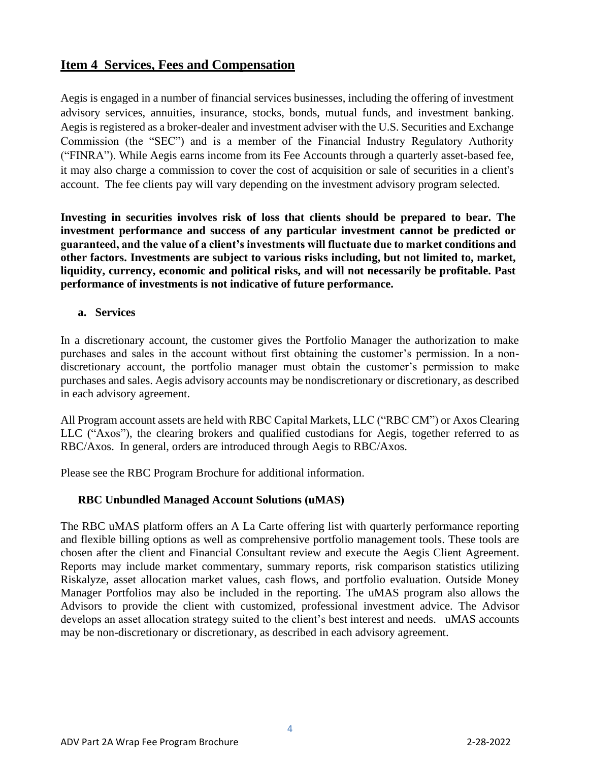## Item 4 Services, Fees and Compensation

Aegis is engaged in a number of financial services businesses, including the offering of investment advisory services, annuities, insurance, stocks, bonds, mutual funds, and investment banking. Aegis is registered as a broker-dealer and investment adviser with the U.S. Securities and Exchange Commission (the "SEC") and is a member of the Financial Industry Regulatory Authority ("FINRA"). While Aegis earns income from its Fee Accounts through a quarterly asset-based fee, it may also charge a commission to cover the cost of acquisition or sale of securities in a client's account. The fee clients pay will vary depending on the investment advisory program selected.

**Investing in securities involves risk of loss that clients should be prepared to bear. The investment performance and success of any particular investment cannot be predicted or guaranteed, and the value of a client's investments will fluctuate due to market conditions and other factors. Investments are subject to various risks including, but not limited to, market, liquidity, currency, economic and political risks, and will not necessarily be profitable. Past performance of investments is not indicative of future performance.**

### a. Services

In a discretionary account, the customer gives the Portfolio Manager the authorization to make purchases and sales in the account without first obtaining the customer's permission. In a non-discretionary account, the portfolio manager must obtain the customer's permission to make purchases and sales. Aegis advisory accounts may be nondiscretionary or discretionary, as described in each advisory agreement.

All Program account assets are held with RBC Capital Markets, LLC ("RBC CM") or Axos Clearing LLC ("Axos"), the clearing brokers and qualified custodians for Aegis, together referred to as RBC/Axos. In general, orders are introduced through Aegis to RBC/Axos.

Please see the RBC Program Brochure for additional information.

**RBC Unbundled Managed Account Solutions (uMAS)**

The RBC uMAS platform offers an A La Carte offering list with quarterly performance reporting and flexible billing options as well as comprehensive portfolio management tools. These tools are chosen after the client and Financial Consultant review and execute the Aegis Client Agreement. Reports may include market commentary, summary reports, risk comparison statistics utilizing Riskalyze, asset allocation market values, cash flows, and portfolio evaluation. Outside Money Manager Portfolios may also be included in the reporting. The uMAS program also allows the Advisors to provide the client with customized, professional investment advice. The Advisor develops an asset allocation strategy suited to the client's best interest and needs. uMAS accounts may be non-discretionary or discretionary, as described in each advisory agreement.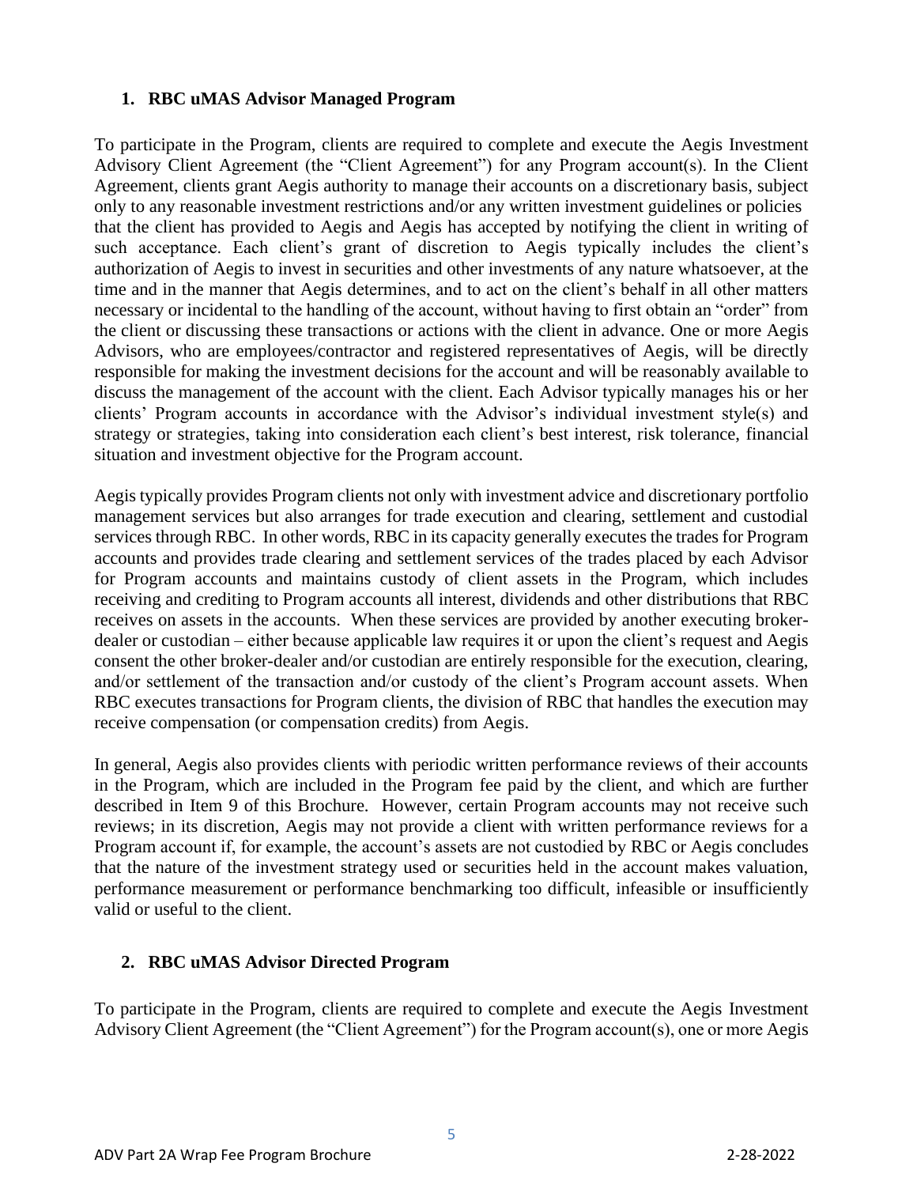## 1. RBC uMAS Advisor Managed Program

To participate in the Program, clients are required to complete and execute the Aegis Investment Advisory Client Agreement (the "Client Agreement") for any Program account(s). In the Client Agreement, clients grant Aegis authority to manage their accounts on a discretionary basis, subject only to any reasonable investment restrictions and/or any written investment guidelines or policies that the client has provided to Aegis and Aegis has accepted by notifying the client in writing of such acceptance. Each client's grant of discretion to Aegis typically includes the client's authorization of Aegis to invest in securities and other investments of any nature whatsoever, at the time and in the manner that Aegis determines, and to act on the client's behalf in all other matters necessary or incidental to the handling of the account, without having to first obtain an "order" from the client or discussing these transactions or actions with the client in advance. One or more Aegis Advisors, who are employees/contractor and registered representatives of Aegis, will be directly responsible for making the investment decisions for the account and will be reasonably available to discuss the management of the account with the client. Each Advisor typically manages his or her clients' Program accounts in accordance with the Advisor's individual investment style(s) and strategy or strategies, taking into consideration each client's best interest, risk tolerance, financial situation and investment objective for the Program account.

Aegis typically provides Program clients not only with investment advice and discretionary portfolio management services but also arranges for trade execution and clearing, settlement and custodial services through RBC. In other words, RBC in its capacity generally executes the trades for Program accounts and provides trade clearing and settlement services of the trades placed by each Advisor for Program accounts and maintains custody of client assets in the Program, which includes receiving and crediting to Program accounts all interest, dividends and other distributions that RBC receives on assets in the accounts. When these services are provided by another executing broker-dealer or custodian – either because applicable law requires it or upon the client's request and Aegis consent the other broker-dealer and/or custodian are entirely responsible for the execution, clearing, and/or settlement of the transaction and/or custody of the client's Program account assets. When RBC executes transactions for Program clients, the division of RBC that handles the execution may receive compensation (or compensation credits) from Aegis.

In general, Aegis also provides clients with periodic written performance reviews of their accounts in the Program, which are included in the Program fee paid by the client, and which are further described in Item 9 of this Brochure. However, certain Program accounts may not receive such reviews; in its discretion, Aegis may not provide a client with written performance reviews for a Program account if, for example, the account's assets are not custodied by RBC or Aegis concludes that the nature of the investment strategy used or securities held in the account makes valuation, performance measurement or performance benchmarking too difficult, infeasible or insufficiently valid or useful to the client.

## 2. RBC uMAS Advisor Directed Program

To participate in the Program, clients are required to complete and execute the Aegis Investment Advisory Client Agreement (the "Client Agreement") for the Program account(s), one or more Aegis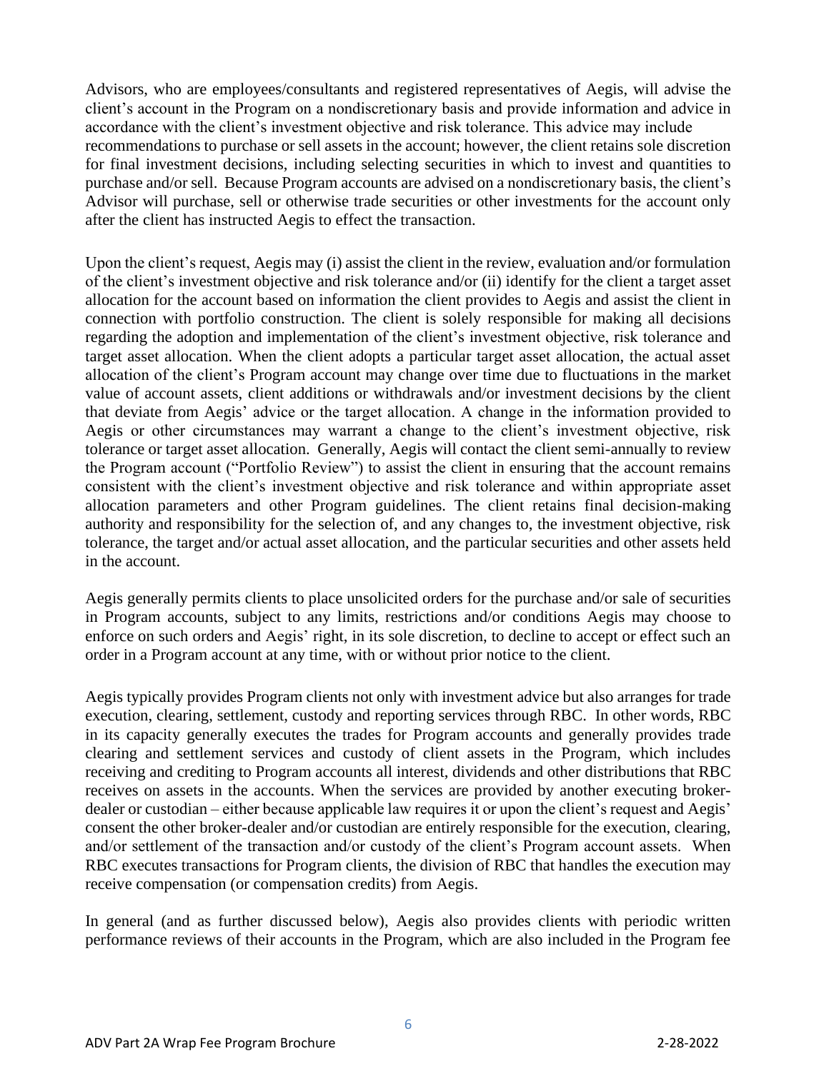Advisors, who are employees/consultants and registered representatives of Aegis, will advise the client's account in the Program on a nondiscretionary basis and provide information and advice in accordance with the client's investment objective and risk tolerance. This advice may include recommendations to purchase or sell assets in the account; however, the client retains sole discretion for final investment decisions, including selecting securities in which to invest and quantities to purchase and/or sell. Because Program accounts are advised on a nondiscretionary basis, the client's Advisor will purchase, sell or otherwise trade securities or other investments for the account only after the client has instructed Aegis to effect the transaction.

Upon the client's request, Aegis may (i) assist the client in the review, evaluation and/or formulation of the client's investment objective and risk tolerance and/or (ii) identify for the client a target asset allocation for the account based on information the client provides to Aegis and assist the client in connection with portfolio construction. The client is solely responsible for making all decisions regarding the adoption and implementation of the client's investment objective, risk tolerance and target asset allocation. When the client adopts a particular target asset allocation, the actual asset allocation of the client's Program account may change over time due to fluctuations in the market value of account assets, client additions or withdrawals and/or investment decisions by the client that deviate from Aegis' advice or the target allocation. A change in the information provided to Aegis or other circumstances may warrant a change to the client's investment objective, risk tolerance or target asset allocation. Generally, Aegis will contact the client semi-annually to review the Program account ("Portfolio Review") to assist the client in ensuring that the account remains consistent with the client's investment objective and risk tolerance and within appropriate asset allocation parameters and other Program guidelines. The client retains final decision-making authority and responsibility for the selection of, and any changes to, the investment objective, risk tolerance, the target and/or actual asset allocation, and the particular securities and other assets held in the account.

Aegis generally permits clients to place unsolicited orders for the purchase and/or sale of securities in Program accounts, subject to any limits, restrictions and/or conditions Aegis may choose to enforce on such orders and Aegis' right, in its sole discretion, to decline to accept or effect such an order in a Program account at any time, with or without prior notice to the client.

Aegis typically provides Program clients not only with investment advice but also arranges for trade execution, clearing, settlement, custody and reporting services through RBC. In other words, RBC in its capacity generally executes the trades for Program accounts and generally provides trade clearing and settlement services and custody of client assets in the Program, which includes receiving and crediting to Program accounts all interest, dividends and other distributions that RBC receives on assets in the accounts. When the services are provided by another executing broker-dealer or custodian – either because applicable law requires it or upon the client's request and Aegis' consent the other broker-dealer and/or custodian are entirely responsible for the execution, clearing, and/or settlement of the transaction and/or custody of the client's Program account assets. When RBC executes transactions for Program clients, the division of RBC that handles the execution may receive compensation (or compensation credits) from Aegis.

In general (and as further discussed below), Aegis also provides clients with periodic written performance reviews of their accounts in the Program, which are also included in the Program fee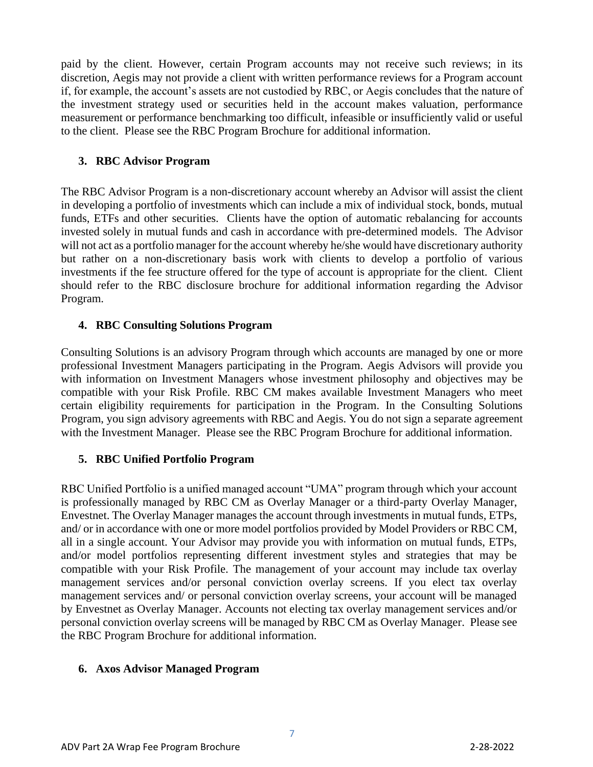paid by the client. However, certain Program accounts may not receive such reviews; in its discretion, Aegis may not provide a client with written performance reviews for a Program account if, for example, the account's assets are not custodied by RBC, or Aegis concludes that the nature of the investment strategy used or securities held in the account makes valuation, performance measurement or performance benchmarking too difficult, infeasible or insufficiently valid or useful to the client. Please see the RBC Program Brochure for additional information.

### 3. RBC Advisor Program

The RBC Advisor Program is a non-discretionary account whereby an Advisor will assist the client in developing a portfolio of investments which can include a mix of individual stock, bonds, mutual funds, ETFs and other securities. Clients have the option of automatic rebalancing for accounts invested solely in mutual funds and cash in accordance with pre-determined models. The Advisor will not act as a portfolio manager for the account whereby he/she would have discretionary authority but rather on a non-discretionary basis work with clients to develop a portfolio of various investments if the fee structure offered for the type of account is appropriate for the client. Client should refer to the RBC disclosure brochure for additional information regarding the Advisor Program.

### 4. RBC Consulting Solutions Program

Consulting Solutions is an advisory Program through which accounts are managed by one or more professional Investment Managers participating in the Program. Aegis Advisors will provide you with information on Investment Managers whose investment philosophy and objectives may be compatible with your Risk Profile. RBC CM makes available Investment Managers who meet certain eligibility requirements for participation in the Program. In the Consulting Solutions Program, you sign advisory agreements with RBC and Aegis. You do not sign a separate agreement with the Investment Manager. Please see the RBC Program Brochure for additional information.

### 5. RBC Unified Portfolio Program

RBC Unified Portfolio is a unified managed account "UMA" program through which your account is professionally managed by RBC CM as Overlay Manager or a third-party Overlay Manager, Envestnet. The Overlay Manager manages the account through investments in mutual funds, ETPs, and/ or in accordance with one or more model portfolios provided by Model Providers or RBC CM, all in a single account. Your Advisor may provide you with information on mutual funds, ETPs, and/or model portfolios representing different investment styles and strategies that may be compatible with your Risk Profile. The management of your account may include tax overlay management services and/or personal conviction overlay screens. If you elect tax overlay management services and/ or personal conviction overlay screens, your account will be managed by Envestnet as Overlay Manager. Accounts not electing tax overlay management services and/or personal conviction overlay screens will be managed by RBC CM as Overlay Manager. Please see the RBC Program Brochure for additional information.

### 6. Axos Advisor Managed Program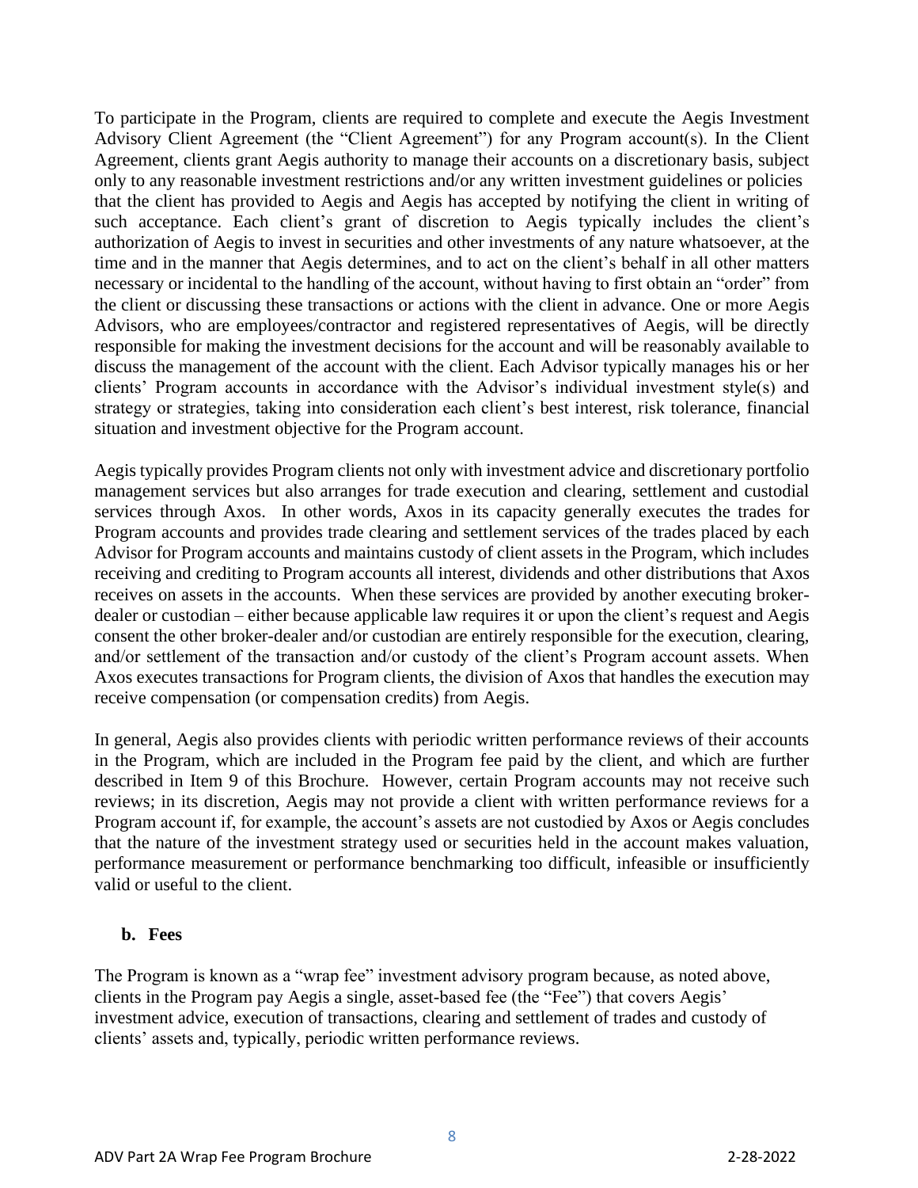To participate in the Program, clients are required to complete and execute the Aegis Investment Advisory Client Agreement (the "Client Agreement") for any Program account(s). In the Client Agreement, clients grant Aegis authority to manage their accounts on a discretionary basis, subject only to any reasonable investment restrictions and/or any written investment guidelines or policies that the client has provided to Aegis and Aegis has accepted by notifying the client in writing of such acceptance. Each client's grant of discretion to Aegis typically includes the client's authorization of Aegis to invest in securities and other investments of any nature whatsoever, at the time and in the manner that Aegis determines, and to act on the client's behalf in all other matters necessary or incidental to the handling of the account, without having to first obtain an "order" from the client or discussing these transactions or actions with the client in advance. One or more Aegis Advisors, who are employees/contractor and registered representatives of Aegis, will be directly responsible for making the investment decisions for the account and will be reasonably available to discuss the management of the account with the client. Each Advisor typically manages his or her clients' Program accounts in accordance with the Advisor's individual investment style(s) and strategy or strategies, taking into consideration each client's best interest, risk tolerance, financial situation and investment objective for the Program account.

Aegis typically provides Program clients not only with investment advice and discretionary portfolio management services but also arranges for trade execution and clearing, settlement and custodial services through Axos. In other words, Axos in its capacity generally executes the trades for Program accounts and provides trade clearing and settlement services of the trades placed by each Advisor for Program accounts and maintains custody of client assets in the Program, which includes receiving and crediting to Program accounts all interest, dividends and other distributions that Axos receives on assets in the accounts. When these services are provided by another executing broker-dealer or custodian – either because applicable law requires it or upon the client's request and Aegis consent the other broker-dealer and/or custodian are entirely responsible for the execution, clearing, and/or settlement of the transaction and/or custody of the client's Program account assets. When Axos executes transactions for Program clients, the division of Axos that handles the execution may receive compensation (or compensation credits) from Aegis.

In general, Aegis also provides clients with periodic written performance reviews of their accounts in the Program, which are included in the Program fee paid by the client, and which are further described in Item 9 of this Brochure. However, certain Program accounts may not receive such reviews; in its discretion, Aegis may not provide a client with written performance reviews for a Program account if, for example, the account's assets are not custodied by Axos or Aegis concludes that the nature of the investment strategy used or securities held in the account makes valuation, performance measurement or performance benchmarking too difficult, infeasible or insufficiently valid or useful to the client.

**b. Fees**

The Program is known as a "wrap fee" investment advisory program because, as noted above, clients in the Program pay Aegis a single, asset-based fee (the "Fee") that covers Aegis' investment advice, execution of transactions, clearing and settlement of trades and custody of clients' assets and, typically, periodic written performance reviews.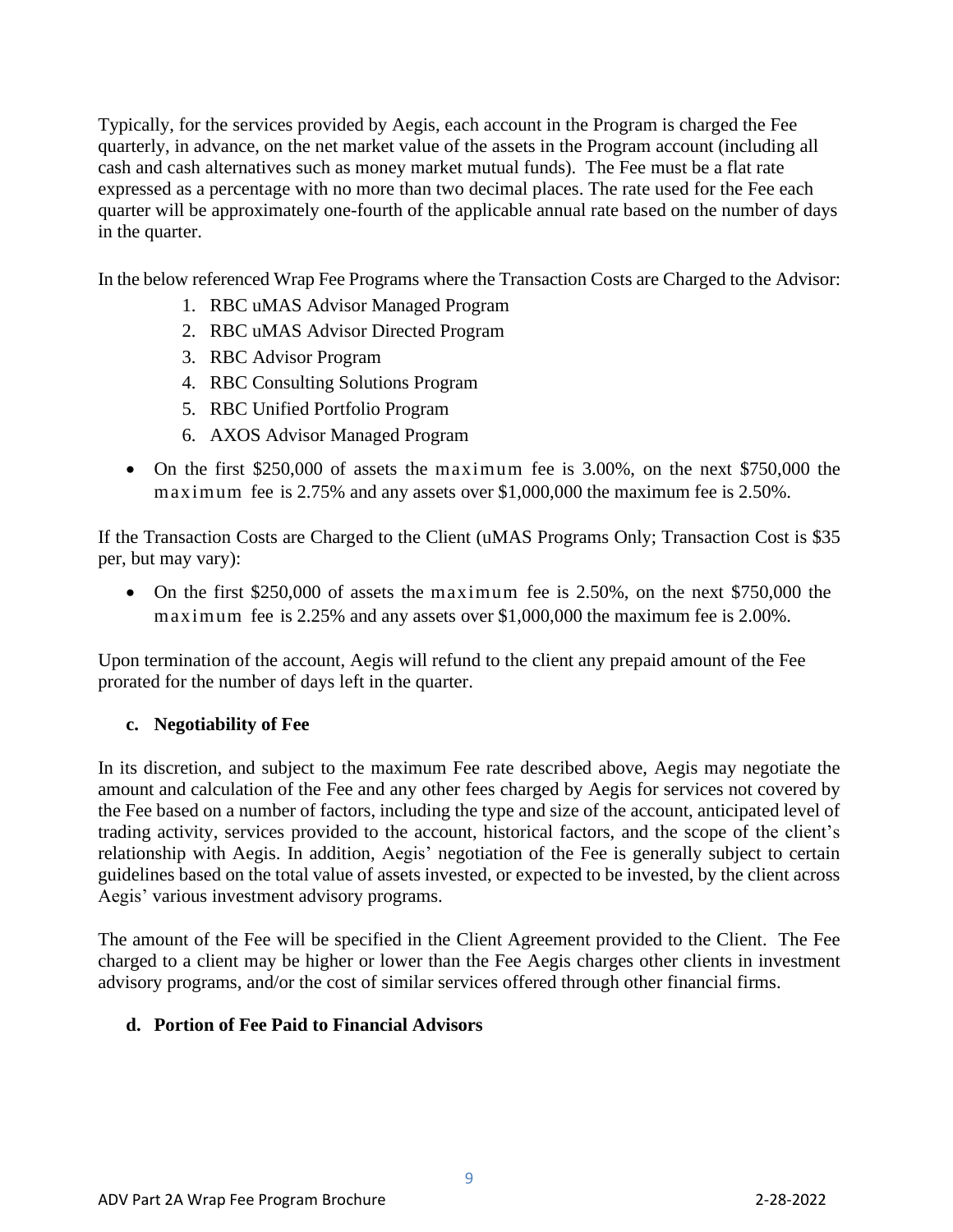Typically, for the services provided by Aegis, each account in the Program is charged the Fee quarterly, in advance, on the net market value of the assets in the Program account (including all cash and cash alternatives such as money market mutual funds). The Fee must be a flat rate expressed as a percentage with no more than two decimal places. The rate used for the Fee each quarter will be approximately one-fourth of the applicable annual rate based on the number of days in the quarter.

In the below referenced Wrap Fee Programs where the Transaction Costs are Charged to the Advisor:

1. RBC uMAS Advisor Managed Program
2. RBC uMAS Advisor Directed Program
3. RBC Advisor Program
4. RBC Consulting Solutions Program
5. RBC Unified Portfolio Program
6. AXOS Advisor Managed Program

- On the first $250,000 of assets the maximum fee is 3.00%, on the next $750,000 the maximum fee is 2.75% and any assets over $1,000,000 the maximum fee is 2.50%.

If the Transaction Costs are Charged to the Client (uMAS Programs Only; Transaction Cost is $35 per, but may vary):

- On the first $250,000 of assets the maximum fee is 2.50%, on the next $750,000 the maximum fee is 2.25% and any assets over $1,000,000 the maximum fee is 2.00%.

Upon termination of the account, Aegis will refund to the client any prepaid amount of the Fee prorated for the number of days left in the quarter.

**c. Negotiability of Fee**

In its discretion, and subject to the maximum Fee rate described above, Aegis may negotiate the amount and calculation of the Fee and any other fees charged by Aegis for services not covered by the Fee based on a number of factors, including the type and size of the account, anticipated level of trading activity, services provided to the account, historical factors, and the scope of the client's relationship with Aegis. In addition, Aegis' negotiation of the Fee is generally subject to certain guidelines based on the total value of assets invested, or expected to be invested, by the client across Aegis' various investment advisory programs.

The amount of the Fee will be specified in the Client Agreement provided to the Client. The Fee charged to a client may be higher or lower than the Fee Aegis charges other clients in investment advisory programs, and/or the cost of similar services offered through other financial firms.

**d. Portion of Fee Paid to Financial Advisors**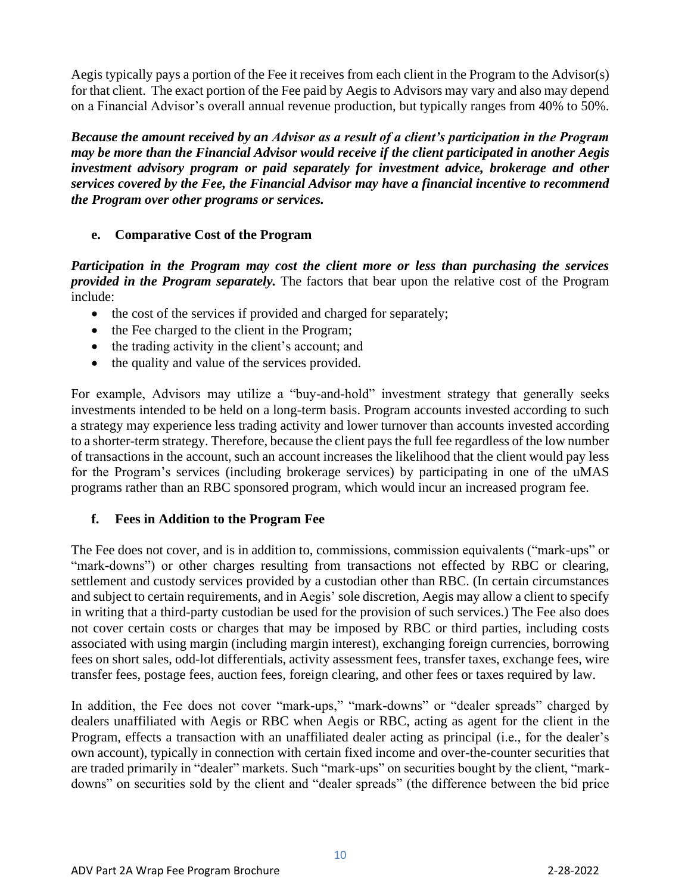Aegis typically pays a portion of the Fee it receives from each client in the Program to the Advisor(s) for that client. The exact portion of the Fee paid by Aegis to Advisors may vary and also may depend on a Financial Advisor's overall annual revenue production, but typically ranges from 40% to 50%.

***Because the amount received by an Advisor as a result of a client's participation in the Program may be more than the Financial Advisor would receive if the client participated in another Aegis investment advisory program or paid separately for investment advice, brokerage and other services covered by the Fee, the Financial Advisor may have a financial incentive to recommend the Program over other programs or services.***

### e. Comparative Cost of the Program

***Participation in the Program may cost the client more or less than purchasing the services provided in the Program separately.*** The factors that bear upon the relative cost of the Program include:

- the cost of the services if provided and charged for separately;
- the Fee charged to the client in the Program;
- the trading activity in the client's account; and
- the quality and value of the services provided.

For example, Advisors may utilize a "buy-and-hold" investment strategy that generally seeks investments intended to be held on a long-term basis. Program accounts invested according to such a strategy may experience less trading activity and lower turnover than accounts invested according to a shorter-term strategy. Therefore, because the client pays the full fee regardless of the low number of transactions in the account, such an account increases the likelihood that the client would pay less for the Program's services (including brokerage services) by participating in one of the uMAS programs rather than an RBC sponsored program, which would incur an increased program fee.

### f. Fees in Addition to the Program Fee

The Fee does not cover, and is in addition to, commissions, commission equivalents ("mark-ups" or "mark-downs") or other charges resulting from transactions not effected by RBC or clearing, settlement and custody services provided by a custodian other than RBC. (In certain circumstances and subject to certain requirements, and in Aegis' sole discretion, Aegis may allow a client to specify in writing that a third-party custodian be used for the provision of such services.) The Fee also does not cover certain costs or charges that may be imposed by RBC or third parties, including costs associated with using margin (including margin interest), exchanging foreign currencies, borrowing fees on short sales, odd-lot differentials, activity assessment fees, transfer taxes, exchange fees, wire transfer fees, postage fees, auction fees, foreign clearing, and other fees or taxes required by law.

In addition, the Fee does not cover "mark-ups," "mark-downs" or "dealer spreads" charged by dealers unaffiliated with Aegis or RBC when Aegis or RBC, acting as agent for the client in the Program, effects a transaction with an unaffiliated dealer acting as principal (i.e., for the dealer's own account), typically in connection with certain fixed income and over-the-counter securities that are traded primarily in "dealer" markets. Such "mark-ups" on securities bought by the client, "mark-downs" on securities sold by the client and "dealer spreads" (the difference between the bid price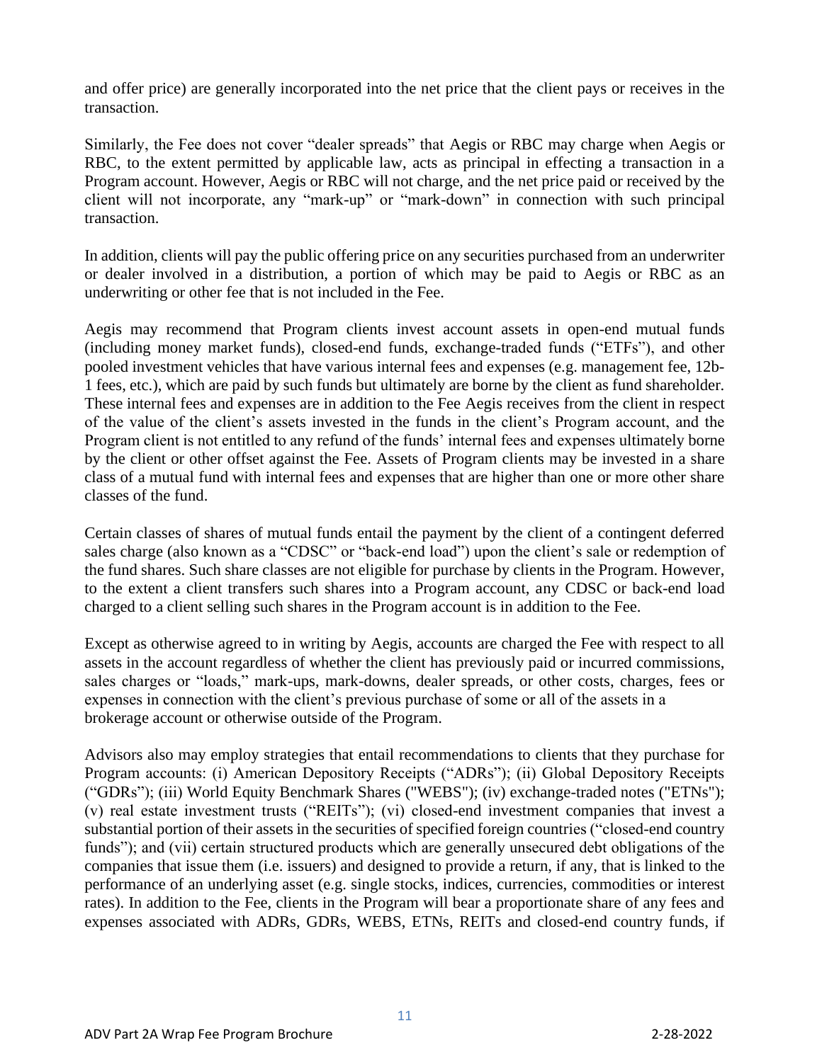and offer price) are generally incorporated into the net price that the client pays or receives in the transaction.

Similarly, the Fee does not cover "dealer spreads" that Aegis or RBC may charge when Aegis or RBC, to the extent permitted by applicable law, acts as principal in effecting a transaction in a Program account. However, Aegis or RBC will not charge, and the net price paid or received by the client will not incorporate, any "mark-up" or "mark-down" in connection with such principal transaction.

In addition, clients will pay the public offering price on any securities purchased from an underwriter or dealer involved in a distribution, a portion of which may be paid to Aegis or RBC as an underwriting or other fee that is not included in the Fee.

Aegis may recommend that Program clients invest account assets in open-end mutual funds (including money market funds), closed-end funds, exchange-traded funds ("ETFs"), and other pooled investment vehicles that have various internal fees and expenses (e.g. management fee, 12b-1 fees, etc.), which are paid by such funds but ultimately are borne by the client as fund shareholder. These internal fees and expenses are in addition to the Fee Aegis receives from the client in respect of the value of the client's assets invested in the funds in the client's Program account, and the Program client is not entitled to any refund of the funds' internal fees and expenses ultimately borne by the client or other offset against the Fee. Assets of Program clients may be invested in a share class of a mutual fund with internal fees and expenses that are higher than one or more other share classes of the fund.

Certain classes of shares of mutual funds entail the payment by the client of a contingent deferred sales charge (also known as a "CDSC" or "back-end load") upon the client's sale or redemption of the fund shares. Such share classes are not eligible for purchase by clients in the Program. However, to the extent a client transfers such shares into a Program account, any CDSC or back-end load charged to a client selling such shares in the Program account is in addition to the Fee.

Except as otherwise agreed to in writing by Aegis, accounts are charged the Fee with respect to all assets in the account regardless of whether the client has previously paid or incurred commissions, sales charges or "loads," mark-ups, mark-downs, dealer spreads, or other costs, charges, fees or expenses in connection with the client's previous purchase of some or all of the assets in a brokerage account or otherwise outside of the Program.

Advisors also may employ strategies that entail recommendations to clients that they purchase for Program accounts: (i) American Depository Receipts ("ADRs"); (ii) Global Depository Receipts ("GDRs"); (iii) World Equity Benchmark Shares ("WEBS"); (iv) exchange-traded notes ("ETNs"); (v) real estate investment trusts ("REITs"); (vi) closed-end investment companies that invest a substantial portion of their assets in the securities of specified foreign countries ("closed-end country funds"); and (vii) certain structured products which are generally unsecured debt obligations of the companies that issue them (i.e. issuers) and designed to provide a return, if any, that is linked to the performance of an underlying asset (e.g. single stocks, indices, currencies, commodities or interest rates). In addition to the Fee, clients in the Program will bear a proportionate share of any fees and expenses associated with ADRs, GDRs, WEBS, ETNs, REITs and closed-end country funds, if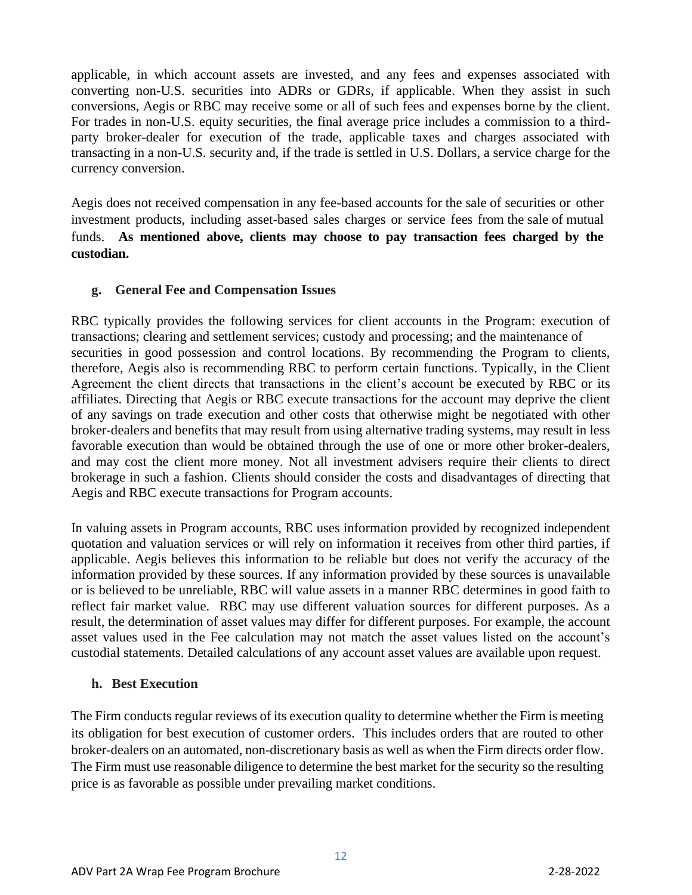applicable, in which account assets are invested, and any fees and expenses associated with converting non-U.S. securities into ADRs or GDRs, if applicable. When they assist in such conversions, Aegis or RBC may receive some or all of such fees and expenses borne by the client. For trades in non-U.S. equity securities, the final average price includes a commission to a third-party broker-dealer for execution of the trade, applicable taxes and charges associated with transacting in a non-U.S. security and, if the trade is settled in U.S. Dollars, a service charge for the currency conversion.

Aegis does not received compensation in any fee-based accounts for the sale of securities or other investment products, including asset-based sales charges or service fees from the sale of mutual funds. **As mentioned above, clients may choose to pay transaction fees charged by the custodian.**

### g. General Fee and Compensation Issues

RBC typically provides the following services for client accounts in the Program: execution of transactions; clearing and settlement services; custody and processing; and the maintenance of securities in good possession and control locations. By recommending the Program to clients, therefore, Aegis also is recommending RBC to perform certain functions. Typically, in the Client Agreement the client directs that transactions in the client's account be executed by RBC or its affiliates. Directing that Aegis or RBC execute transactions for the account may deprive the client of any savings on trade execution and other costs that otherwise might be negotiated with other broker-dealers and benefits that may result from using alternative trading systems, may result in less favorable execution than would be obtained through the use of one or more other broker-dealers, and may cost the client more money. Not all investment advisers require their clients to direct brokerage in such a fashion. Clients should consider the costs and disadvantages of directing that Aegis and RBC execute transactions for Program accounts.

In valuing assets in Program accounts, RBC uses information provided by recognized independent quotation and valuation services or will rely on information it receives from other third parties, if applicable. Aegis believes this information to be reliable but does not verify the accuracy of the information provided by these sources. If any information provided by these sources is unavailable or is believed to be unreliable, RBC will value assets in a manner RBC determines in good faith to reflect fair market value. RBC may use different valuation sources for different purposes. As a result, the determination of asset values may differ for different purposes. For example, the account asset values used in the Fee calculation may not match the asset values listed on the account's custodial statements. Detailed calculations of any account asset values are available upon request.

### h. Best Execution

The Firm conducts regular reviews of its execution quality to determine whether the Firm is meeting its obligation for best execution of customer orders. This includes orders that are routed to other broker-dealers on an automated, non-discretionary basis as well as when the Firm directs order flow. The Firm must use reasonable diligence to determine the best market for the security so the resulting price is as favorable as possible under prevailing market conditions.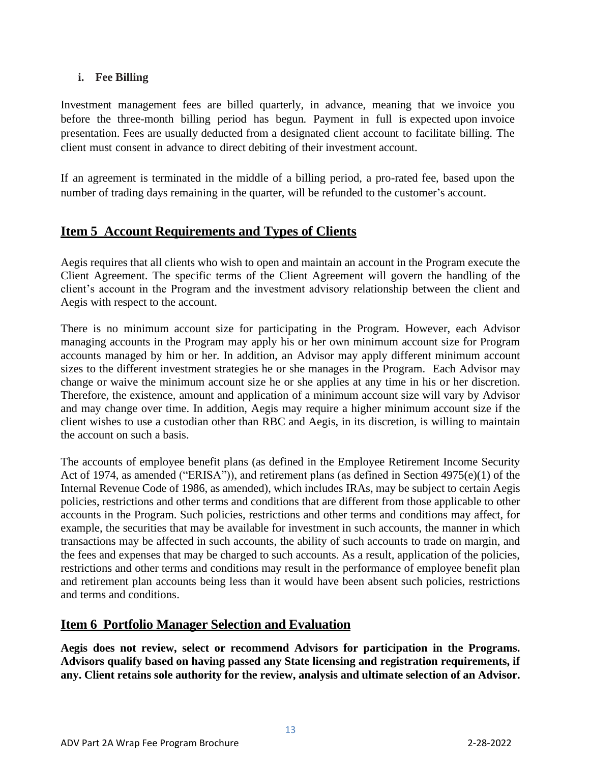#### i. Fee Billing

Investment management fees are billed quarterly, in advance, meaning that we invoice you before the three-month billing period has begun. Payment in full is expected upon invoice presentation. Fees are usually deducted from a designated client account to facilitate billing. The client must consent in advance to direct debiting of their investment account.

If an agreement is terminated in the middle of a billing period, a pro-rated fee, based upon the number of trading days remaining in the quarter, will be refunded to the customer's account.

## Item 5 Account Requirements and Types of Clients

Aegis requires that all clients who wish to open and maintain an account in the Program execute the Client Agreement. The specific terms of the Client Agreement will govern the handling of the client's account in the Program and the investment advisory relationship between the client and Aegis with respect to the account.

There is no minimum account size for participating in the Program. However, each Advisor managing accounts in the Program may apply his or her own minimum account size for Program accounts managed by him or her. In addition, an Advisor may apply different minimum account sizes to the different investment strategies he or she manages in the Program. Each Advisor may change or waive the minimum account size he or she applies at any time in his or her discretion. Therefore, the existence, amount and application of a minimum account size will vary by Advisor and may change over time. In addition, Aegis may require a higher minimum account size if the client wishes to use a custodian other than RBC and Aegis, in its discretion, is willing to maintain the account on such a basis.

The accounts of employee benefit plans (as defined in the Employee Retirement Income Security Act of 1974, as amended ("ERISA")), and retirement plans (as defined in Section 4975(e)(1) of the Internal Revenue Code of 1986, as amended), which includes IRAs, may be subject to certain Aegis policies, restrictions and other terms and conditions that are different from those applicable to other accounts in the Program. Such policies, restrictions and other terms and conditions may affect, for example, the securities that may be available for investment in such accounts, the manner in which transactions may be affected in such accounts, the ability of such accounts to trade on margin, and the fees and expenses that may be charged to such accounts. As a result, application of the policies, restrictions and other terms and conditions may result in the performance of employee benefit plan and retirement plan accounts being less than it would have been absent such policies, restrictions and terms and conditions.

## Item 6 Portfolio Manager Selection and Evaluation

**Aegis does not review, select or recommend Advisors for participation in the Programs. Advisors qualify based on having passed any State licensing and registration requirements, if any. Client retains sole authority for the review, analysis and ultimate selection of an Advisor.**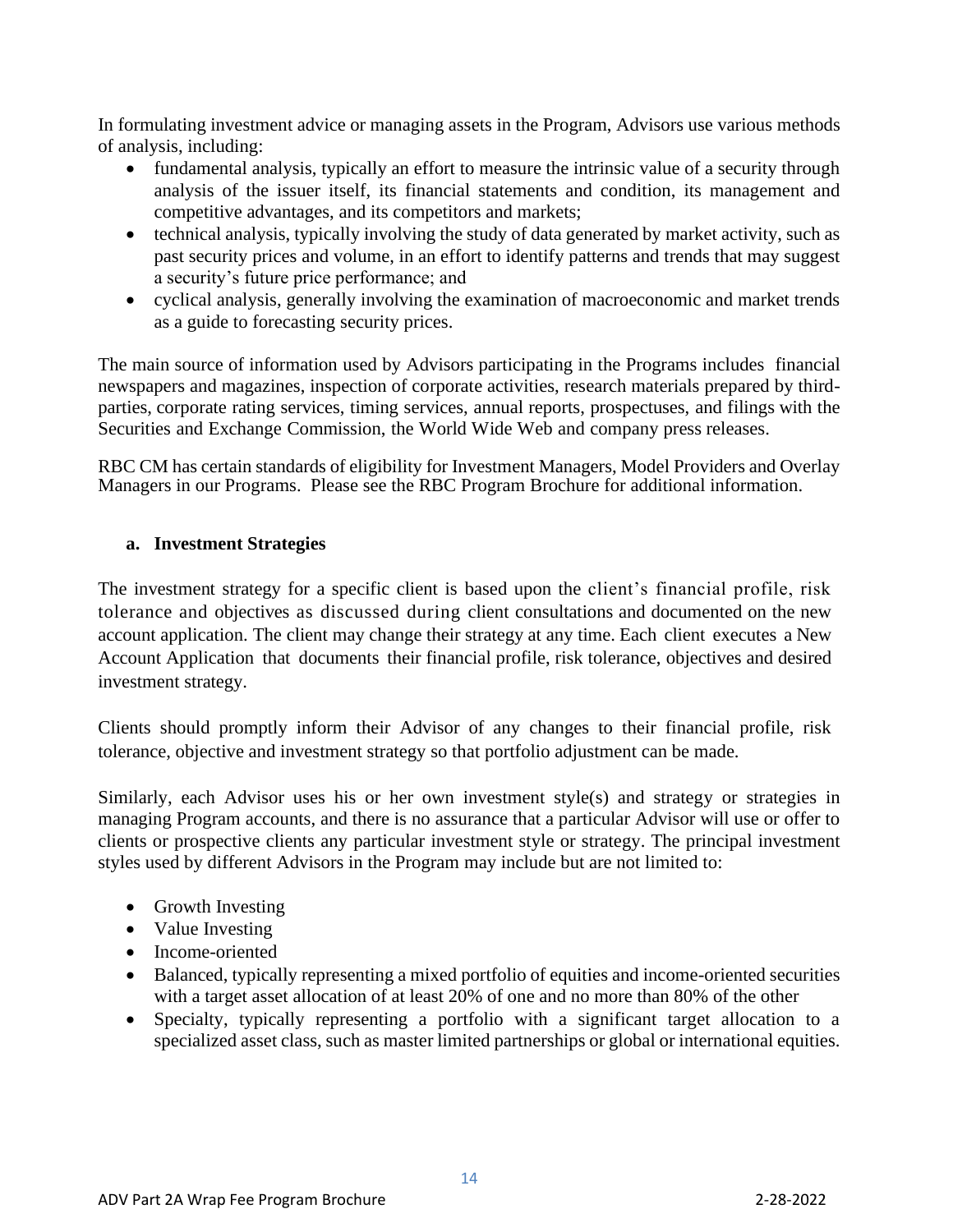In formulating investment advice or managing assets in the Program, Advisors use various methods of analysis, including:

- fundamental analysis, typically an effort to measure the intrinsic value of a security through analysis of the issuer itself, its financial statements and condition, its management and competitive advantages, and its competitors and markets;
- technical analysis, typically involving the study of data generated by market activity, such as past security prices and volume, in an effort to identify patterns and trends that may suggest a security's future price performance; and
- cyclical analysis, generally involving the examination of macroeconomic and market trends as a guide to forecasting security prices.

The main source of information used by Advisors participating in the Programs includes financial newspapers and magazines, inspection of corporate activities, research materials prepared by third-parties, corporate rating services, timing services, annual reports, prospectuses, and filings with the Securities and Exchange Commission, the World Wide Web and company press releases.

RBC CM has certain standards of eligibility for Investment Managers, Model Providers and Overlay Managers in our Programs. Please see the RBC Program Brochure for additional information.

### a. Investment Strategies

The investment strategy for a specific client is based upon the client's financial profile, risk tolerance and objectives as discussed during client consultations and documented on the new account application. The client may change their strategy at any time. Each client executes a New Account Application that documents their financial profile, risk tolerance, objectives and desired investment strategy.

Clients should promptly inform their Advisor of any changes to their financial profile, risk tolerance, objective and investment strategy so that portfolio adjustment can be made.

Similarly, each Advisor uses his or her own investment style(s) and strategy or strategies in managing Program accounts, and there is no assurance that a particular Advisor will use or offer to clients or prospective clients any particular investment style or strategy. The principal investment styles used by different Advisors in the Program may include but are not limited to:

- Growth Investing
- Value Investing
- Income-oriented
- Balanced, typically representing a mixed portfolio of equities and income-oriented securities with a target asset allocation of at least 20% of one and no more than 80% of the other
- Specialty, typically representing a portfolio with a significant target allocation to a specialized asset class, such as master limited partnerships or global or international equities.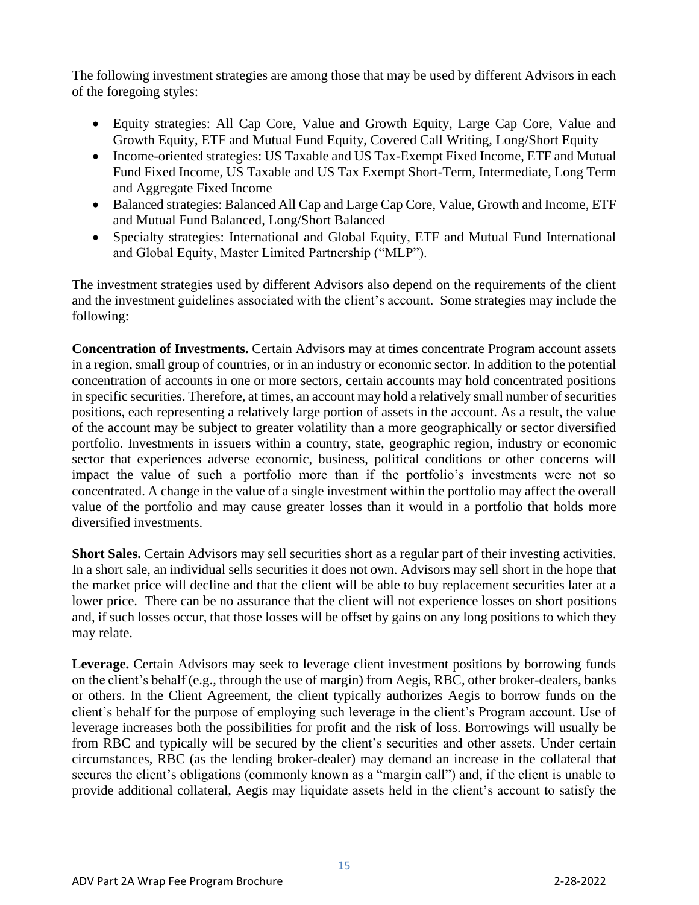The following investment strategies are among those that may be used by different Advisors in each of the foregoing styles:

- Equity strategies: All Cap Core, Value and Growth Equity, Large Cap Core, Value and Growth Equity, ETF and Mutual Fund Equity, Covered Call Writing, Long/Short Equity
- Income-oriented strategies: US Taxable and US Tax-Exempt Fixed Income, ETF and Mutual Fund Fixed Income, US Taxable and US Tax Exempt Short-Term, Intermediate, Long Term and Aggregate Fixed Income
- Balanced strategies: Balanced All Cap and Large Cap Core, Value, Growth and Income, ETF and Mutual Fund Balanced, Long/Short Balanced
- Specialty strategies: International and Global Equity, ETF and Mutual Fund International and Global Equity, Master Limited Partnership ("MLP").

The investment strategies used by different Advisors also depend on the requirements of the client and the investment guidelines associated with the client's account. Some strategies may include the following:

**Concentration of Investments.** Certain Advisors may at times concentrate Program account assets in a region, small group of countries, or in an industry or economic sector. In addition to the potential concentration of accounts in one or more sectors, certain accounts may hold concentrated positions in specific securities. Therefore, at times, an account may hold a relatively small number of securities positions, each representing a relatively large portion of assets in the account. As a result, the value of the account may be subject to greater volatility than a more geographically or sector diversified portfolio. Investments in issuers within a country, state, geographic region, industry or economic sector that experiences adverse economic, business, political conditions or other concerns will impact the value of such a portfolio more than if the portfolio's investments were not so concentrated. A change in the value of a single investment within the portfolio may affect the overall value of the portfolio and may cause greater losses than it would in a portfolio that holds more diversified investments.

**Short Sales.** Certain Advisors may sell securities short as a regular part of their investing activities. In a short sale, an individual sells securities it does not own. Advisors may sell short in the hope that the market price will decline and that the client will be able to buy replacement securities later at a lower price. There can be no assurance that the client will not experience losses on short positions and, if such losses occur, that those losses will be offset by gains on any long positions to which they may relate.

**Leverage.** Certain Advisors may seek to leverage client investment positions by borrowing funds on the client's behalf (e.g., through the use of margin) from Aegis, RBC, other broker-dealers, banks or others. In the Client Agreement, the client typically authorizes Aegis to borrow funds on the client's behalf for the purpose of employing such leverage in the client's Program account. Use of leverage increases both the possibilities for profit and the risk of loss. Borrowings will usually be from RBC and typically will be secured by the client's securities and other assets. Under certain circumstances, RBC (as the lending broker-dealer) may demand an increase in the collateral that secures the client's obligations (commonly known as a "margin call") and, if the client is unable to provide additional collateral, Aegis may liquidate assets held in the client's account to satisfy the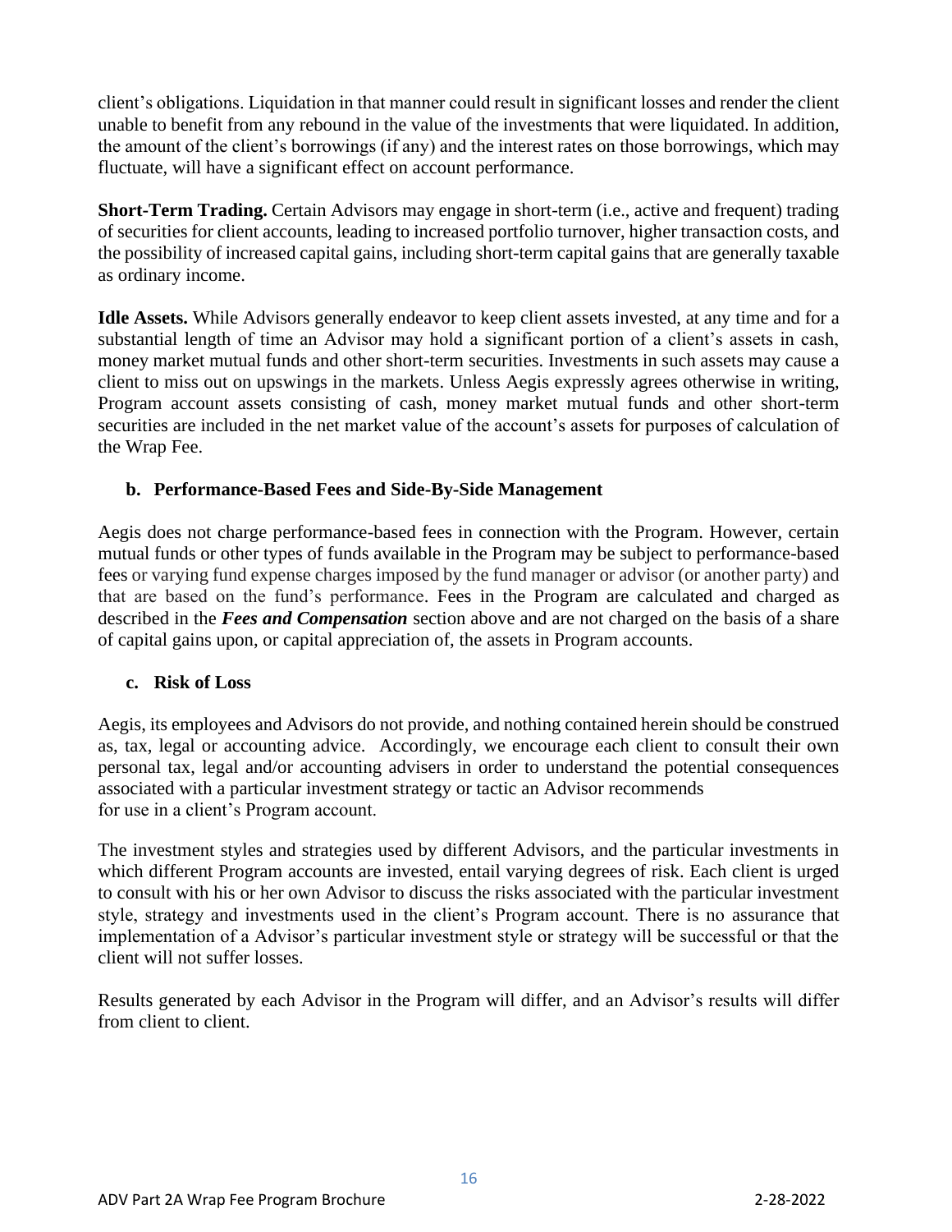client's obligations. Liquidation in that manner could result in significant losses and render the client unable to benefit from any rebound in the value of the investments that were liquidated. In addition, the amount of the client's borrowings (if any) and the interest rates on those borrowings, which may fluctuate, will have a significant effect on account performance.

**Short-Term Trading.** Certain Advisors may engage in short-term (i.e., active and frequent) trading of securities for client accounts, leading to increased portfolio turnover, higher transaction costs, and the possibility of increased capital gains, including short-term capital gains that are generally taxable as ordinary income.

**Idle Assets.** While Advisors generally endeavor to keep client assets invested, at any time and for a substantial length of time an Advisor may hold a significant portion of a client's assets in cash, money market mutual funds and other short-term securities. Investments in such assets may cause a client to miss out on upswings in the markets. Unless Aegis expressly agrees otherwise in writing, Program account assets consisting of cash, money market mutual funds and other short-term securities are included in the net market value of the account's assets for purposes of calculation of the Wrap Fee.

### b. Performance-Based Fees and Side-By-Side Management

Aegis does not charge performance-based fees in connection with the Program. However, certain mutual funds or other types of funds available in the Program may be subject to performance-based fees or varying fund expense charges imposed by the fund manager or advisor (or another party) and that are based on the fund's performance. Fees in the Program are calculated and charged as described in the ***Fees and Compensation*** section above and are not charged on the basis of a share of capital gains upon, or capital appreciation of, the assets in Program accounts.

### c. Risk of Loss

Aegis, its employees and Advisors do not provide, and nothing contained herein should be construed as, tax, legal or accounting advice. Accordingly, we encourage each client to consult their own personal tax, legal and/or accounting advisers in order to understand the potential consequences associated with a particular investment strategy or tactic an Advisor recommends for use in a client's Program account.

The investment styles and strategies used by different Advisors, and the particular investments in which different Program accounts are invested, entail varying degrees of risk. Each client is urged to consult with his or her own Advisor to discuss the risks associated with the particular investment style, strategy and investments used in the client's Program account. There is no assurance that implementation of a Advisor's particular investment style or strategy will be successful or that the client will not suffer losses.

Results generated by each Advisor in the Program will differ, and an Advisor's results will differ from client to client.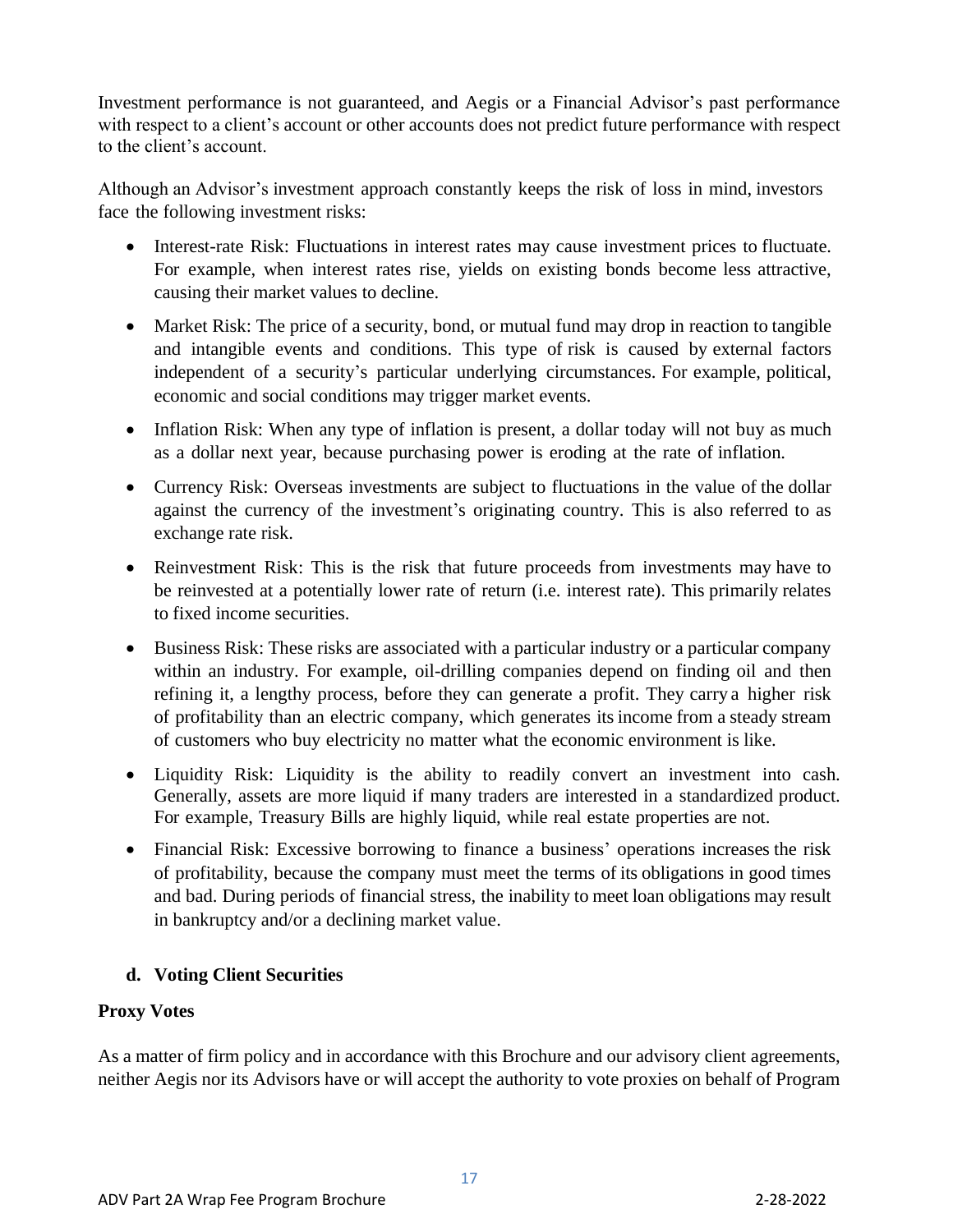Investment performance is not guaranteed, and Aegis or a Financial Advisor's past performance with respect to a client's account or other accounts does not predict future performance with respect to the client's account.

Although an Advisor's investment approach constantly keeps the risk of loss in mind, investors face the following investment risks:

- Interest-rate Risk: Fluctuations in interest rates may cause investment prices to fluctuate. For example, when interest rates rise, yields on existing bonds become less attractive, causing their market values to decline.
- Market Risk: The price of a security, bond, or mutual fund may drop in reaction to tangible and intangible events and conditions. This type of risk is caused by external factors independent of a security's particular underlying circumstances. For example, political, economic and social conditions may trigger market events.
- Inflation Risk: When any type of inflation is present, a dollar today will not buy as much as a dollar next year, because purchasing power is eroding at the rate of inflation.
- Currency Risk: Overseas investments are subject to fluctuations in the value of the dollar against the currency of the investment's originating country. This is also referred to as exchange rate risk.
- Reinvestment Risk: This is the risk that future proceeds from investments may have to be reinvested at a potentially lower rate of return (i.e. interest rate). This primarily relates to fixed income securities.
- Business Risk: These risks are associated with a particular industry or a particular company within an industry. For example, oil-drilling companies depend on finding oil and then refining it, a lengthy process, before they can generate a profit. They carry a higher risk of profitability than an electric company, which generates its income from a steady stream of customers who buy electricity no matter what the economic environment is like.
- Liquidity Risk: Liquidity is the ability to readily convert an investment into cash. Generally, assets are more liquid if many traders are interested in a standardized product. For example, Treasury Bills are highly liquid, while real estate properties are not.
- Financial Risk: Excessive borrowing to finance a business' operations increases the risk of profitability, because the company must meet the terms of its obligations in good times and bad. During periods of financial stress, the inability to meet loan obligations may result in bankruptcy and/or a declining market value.

### d. Voting Client Securities

**Proxy Votes**

As a matter of firm policy and in accordance with this Brochure and our advisory client agreements, neither Aegis nor its Advisors have or will accept the authority to vote proxies on behalf of Program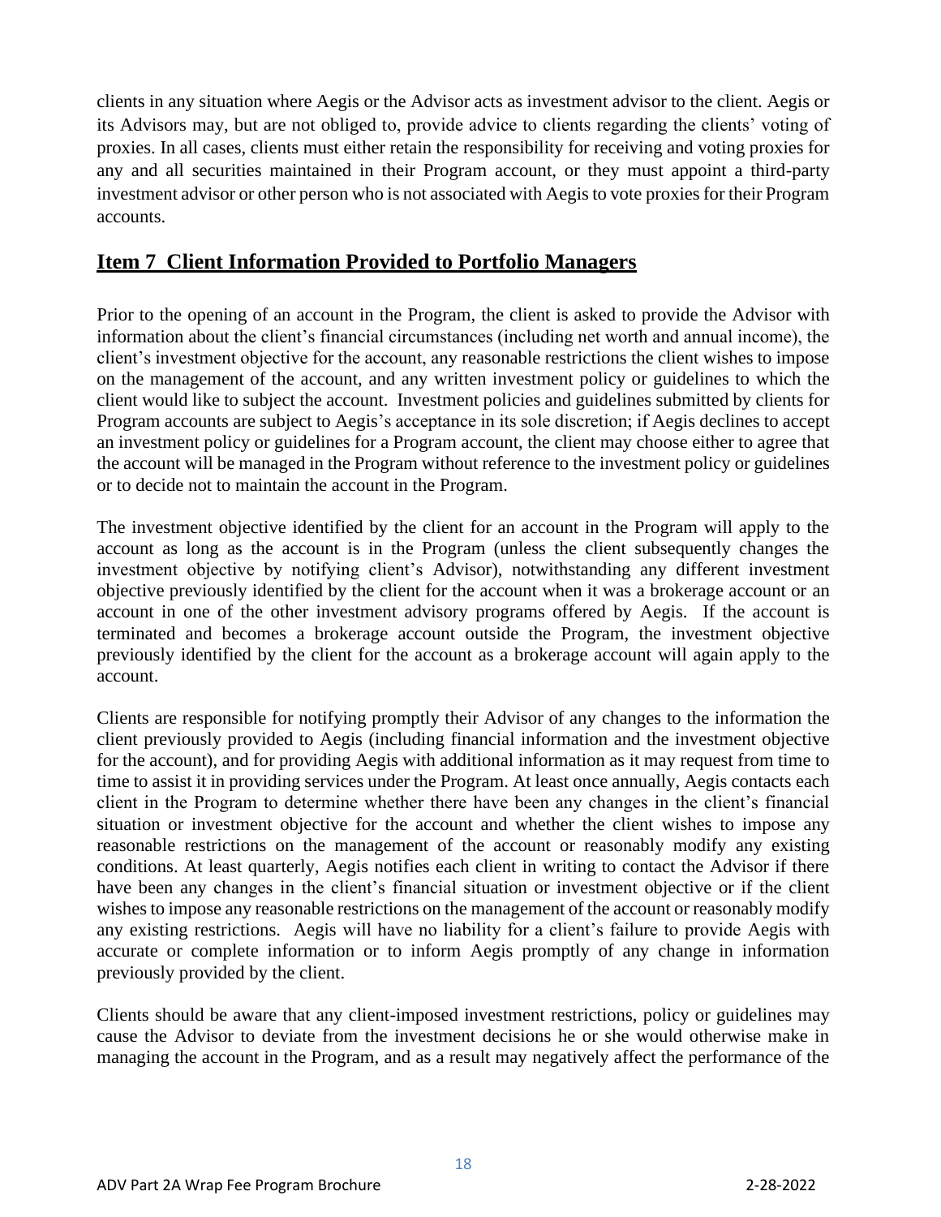clients in any situation where Aegis or the Advisor acts as investment advisor to the client. Aegis or its Advisors may, but are not obliged to, provide advice to clients regarding the clients' voting of proxies. In all cases, clients must either retain the responsibility for receiving and voting proxies for any and all securities maintained in their Program account, or they must appoint a third-party investment advisor or other person who is not associated with Aegis to vote proxies for their Program accounts.

## Item 7 Client Information Provided to Portfolio Managers

Prior to the opening of an account in the Program, the client is asked to provide the Advisor with information about the client's financial circumstances (including net worth and annual income), the client's investment objective for the account, any reasonable restrictions the client wishes to impose on the management of the account, and any written investment policy or guidelines to which the client would like to subject the account. Investment policies and guidelines submitted by clients for Program accounts are subject to Aegis's acceptance in its sole discretion; if Aegis declines to accept an investment policy or guidelines for a Program account, the client may choose either to agree that the account will be managed in the Program without reference to the investment policy or guidelines or to decide not to maintain the account in the Program.

The investment objective identified by the client for an account in the Program will apply to the account as long as the account is in the Program (unless the client subsequently changes the investment objective by notifying client's Advisor), notwithstanding any different investment objective previously identified by the client for the account when it was a brokerage account or an account in one of the other investment advisory programs offered by Aegis. If the account is terminated and becomes a brokerage account outside the Program, the investment objective previously identified by the client for the account as a brokerage account will again apply to the account.

Clients are responsible for notifying promptly their Advisor of any changes to the information the client previously provided to Aegis (including financial information and the investment objective for the account), and for providing Aegis with additional information as it may request from time to time to assist it in providing services under the Program. At least once annually, Aegis contacts each client in the Program to determine whether there have been any changes in the client's financial situation or investment objective for the account and whether the client wishes to impose any reasonable restrictions on the management of the account or reasonably modify any existing conditions. At least quarterly, Aegis notifies each client in writing to contact the Advisor if there have been any changes in the client's financial situation or investment objective or if the client wishes to impose any reasonable restrictions on the management of the account or reasonably modify any existing restrictions. Aegis will have no liability for a client's failure to provide Aegis with accurate or complete information or to inform Aegis promptly of any change in information previously provided by the client.

Clients should be aware that any client-imposed investment restrictions, policy or guidelines may cause the Advisor to deviate from the investment decisions he or she would otherwise make in managing the account in the Program, and as a result may negatively affect the performance of the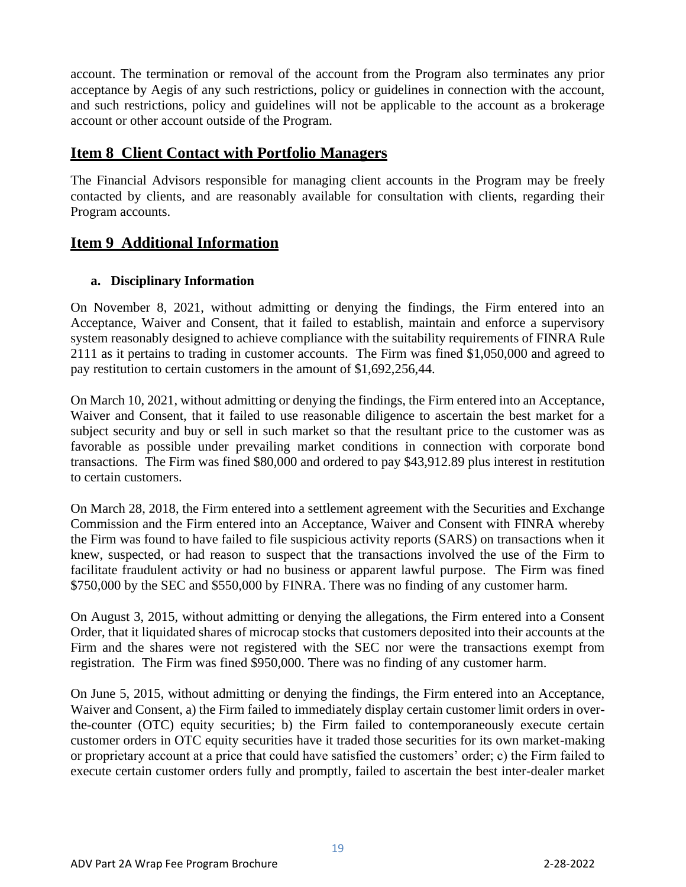account. The termination or removal of the account from the Program also terminates any prior acceptance by Aegis of any such restrictions, policy or guidelines in connection with the account, and such restrictions, policy and guidelines will not be applicable to the account as a brokerage account or other account outside of the Program.

## Item 8 Client Contact with Portfolio Managers

The Financial Advisors responsible for managing client accounts in the Program may be freely contacted by clients, and are reasonably available for consultation with clients, regarding their Program accounts.

## Item 9 Additional Information

### a. Disciplinary Information

On November 8, 2021, without admitting or denying the findings, the Firm entered into an Acceptance, Waiver and Consent, that it failed to establish, maintain and enforce a supervisory system reasonably designed to achieve compliance with the suitability requirements of FINRA Rule 2111 as it pertains to trading in customer accounts. The Firm was fined $1,050,000 and agreed to pay restitution to certain customers in the amount of $1,692,256,44.

On March 10, 2021, without admitting or denying the findings, the Firm entered into an Acceptance, Waiver and Consent, that it failed to use reasonable diligence to ascertain the best market for a subject security and buy or sell in such market so that the resultant price to the customer was as favorable as possible under prevailing market conditions in connection with corporate bond transactions. The Firm was fined $80,000 and ordered to pay $43,912.89 plus interest in restitution to certain customers.

On March 28, 2018, the Firm entered into a settlement agreement with the Securities and Exchange Commission and the Firm entered into an Acceptance, Waiver and Consent with FINRA whereby the Firm was found to have failed to file suspicious activity reports (SARS) on transactions when it knew, suspected, or had reason to suspect that the transactions involved the use of the Firm to facilitate fraudulent activity or had no business or apparent lawful purpose. The Firm was fined $750,000 by the SEC and $550,000 by FINRA. There was no finding of any customer harm.

On August 3, 2015, without admitting or denying the allegations, the Firm entered into a Consent Order, that it liquidated shares of microcap stocks that customers deposited into their accounts at the Firm and the shares were not registered with the SEC nor were the transactions exempt from registration. The Firm was fined $950,000. There was no finding of any customer harm.

On June 5, 2015, without admitting or denying the findings, the Firm entered into an Acceptance, Waiver and Consent, a) the Firm failed to immediately display certain customer limit orders in over-the-counter (OTC) equity securities; b) the Firm failed to contemporaneously execute certain customer orders in OTC equity securities have it traded those securities for its own market-making or proprietary account at a price that could have satisfied the customers' order; c) the Firm failed to execute certain customer orders fully and promptly, failed to ascertain the best inter-dealer market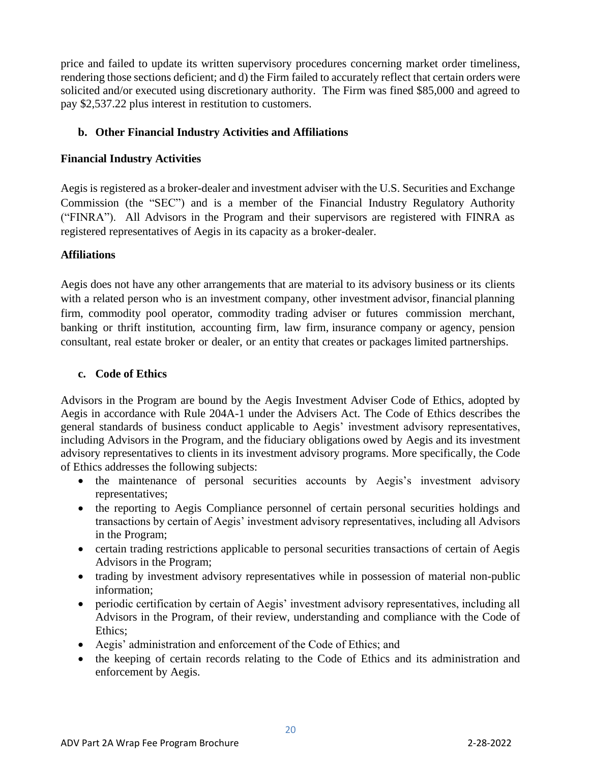price and failed to update its written supervisory procedures concerning market order timeliness, rendering those sections deficient; and d) the Firm failed to accurately reflect that certain orders were solicited and/or executed using discretionary authority. The Firm was fined $85,000 and agreed to pay $2,537.22 plus interest in restitution to customers.

### b. Other Financial Industry Activities and Affiliations

**Financial Industry Activities**

Aegis is registered as a broker-dealer and investment adviser with the U.S. Securities and Exchange Commission (the "SEC") and is a member of the Financial Industry Regulatory Authority ("FINRA"). All Advisors in the Program and their supervisors are registered with FINRA as registered representatives of Aegis in its capacity as a broker-dealer.

**Affiliations**

Aegis does not have any other arrangements that are material to its advisory business or its clients with a related person who is an investment company, other investment advisor, financial planning firm, commodity pool operator, commodity trading adviser or futures commission merchant, banking or thrift institution, accounting firm, law firm, insurance company or agency, pension consultant, real estate broker or dealer, or an entity that creates or packages limited partnerships.

### c. Code of Ethics

Advisors in the Program are bound by the Aegis Investment Adviser Code of Ethics, adopted by Aegis in accordance with Rule 204A-1 under the Advisers Act. The Code of Ethics describes the general standards of business conduct applicable to Aegis' investment advisory representatives, including Advisors in the Program, and the fiduciary obligations owed by Aegis and its investment advisory representatives to clients in its investment advisory programs. More specifically, the Code of Ethics addresses the following subjects:

- the maintenance of personal securities accounts by Aegis's investment advisory representatives;
- the reporting to Aegis Compliance personnel of certain personal securities holdings and transactions by certain of Aegis' investment advisory representatives, including all Advisors in the Program;
- certain trading restrictions applicable to personal securities transactions of certain of Aegis Advisors in the Program;
- trading by investment advisory representatives while in possession of material non-public information;
- periodic certification by certain of Aegis' investment advisory representatives, including all Advisors in the Program, of their review, understanding and compliance with the Code of Ethics;
- Aegis' administration and enforcement of the Code of Ethics; and
- the keeping of certain records relating to the Code of Ethics and its administration and enforcement by Aegis.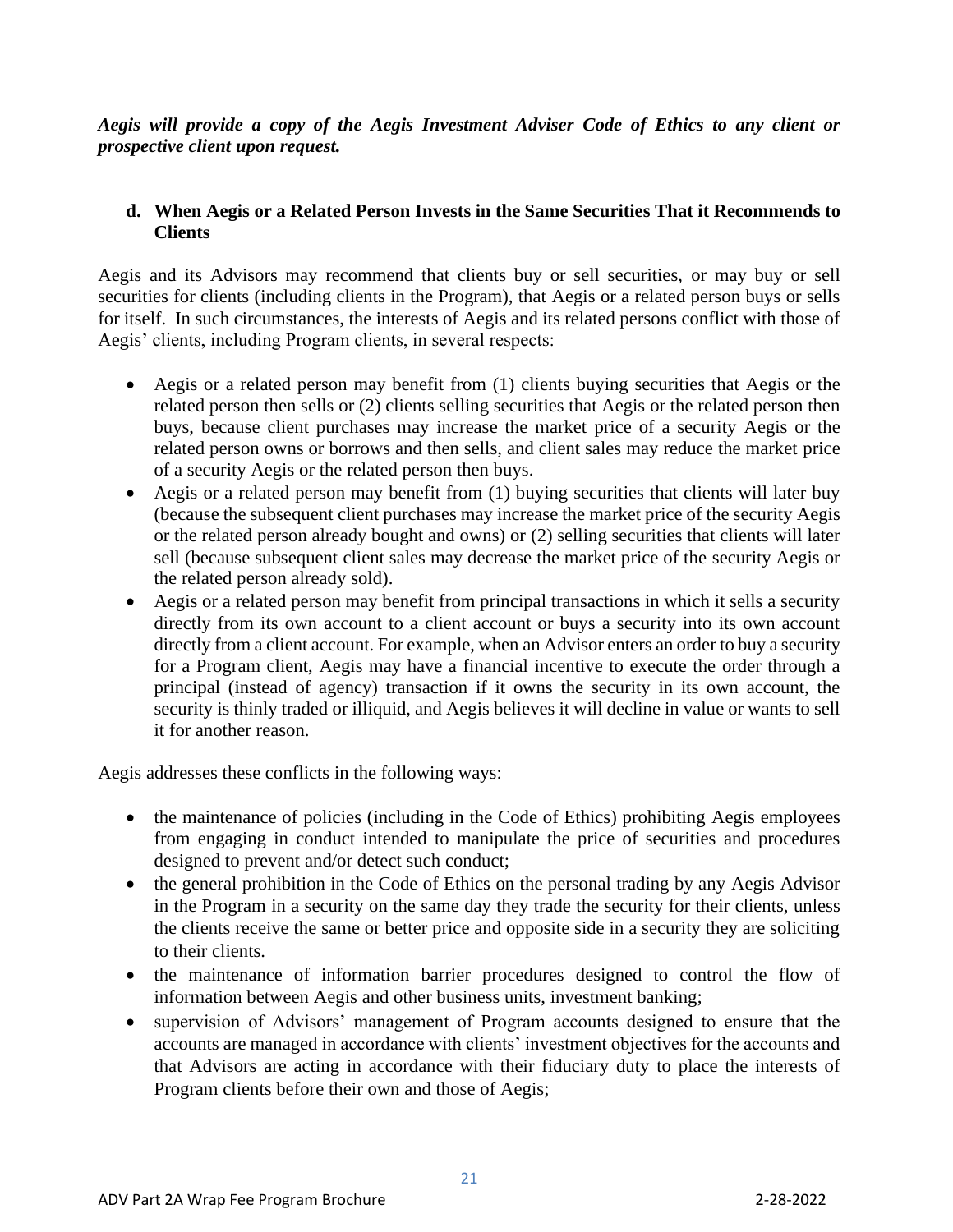***Aegis will provide a copy of the Aegis Investment Adviser Code of Ethics to any client or prospective client upon request.***

**d. When Aegis or a Related Person Invests in the Same Securities That it Recommends to Clients**

Aegis and its Advisors may recommend that clients buy or sell securities, or may buy or sell securities for clients (including clients in the Program), that Aegis or a related person buys or sells for itself. In such circumstances, the interests of Aegis and its related persons conflict with those of Aegis' clients, including Program clients, in several respects:

- Aegis or a related person may benefit from (1) clients buying securities that Aegis or the related person then sells or (2) clients selling securities that Aegis or the related person then buys, because client purchases may increase the market price of a security Aegis or the related person owns or borrows and then sells, and client sales may reduce the market price of a security Aegis or the related person then buys.
- Aegis or a related person may benefit from (1) buying securities that clients will later buy (because the subsequent client purchases may increase the market price of the security Aegis or the related person already bought and owns) or (2) selling securities that clients will later sell (because subsequent client sales may decrease the market price of the security Aegis or the related person already sold).
- Aegis or a related person may benefit from principal transactions in which it sells a security directly from its own account to a client account or buys a security into its own account directly from a client account. For example, when an Advisor enters an order to buy a security for a Program client, Aegis may have a financial incentive to execute the order through a principal (instead of agency) transaction if it owns the security in its own account, the security is thinly traded or illiquid, and Aegis believes it will decline in value or wants to sell it for another reason.

Aegis addresses these conflicts in the following ways:

- the maintenance of policies (including in the Code of Ethics) prohibiting Aegis employees from engaging in conduct intended to manipulate the price of securities and procedures designed to prevent and/or detect such conduct;
- the general prohibition in the Code of Ethics on the personal trading by any Aegis Advisor in the Program in a security on the same day they trade the security for their clients, unless the clients receive the same or better price and opposite side in a security they are soliciting to their clients.
- the maintenance of information barrier procedures designed to control the flow of information between Aegis and other business units, investment banking;
- supervision of Advisors' management of Program accounts designed to ensure that the accounts are managed in accordance with clients' investment objectives for the accounts and that Advisors are acting in accordance with their fiduciary duty to place the interests of Program clients before their own and those of Aegis;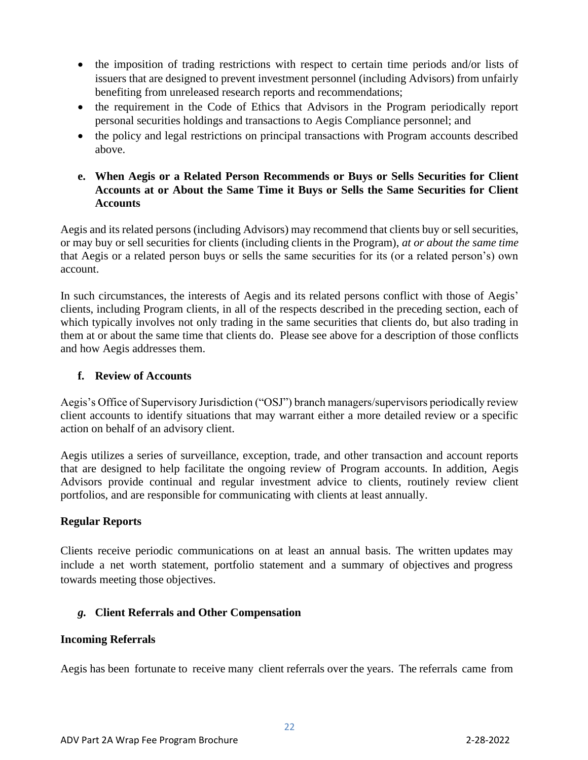- the imposition of trading restrictions with respect to certain time periods and/or lists of issuers that are designed to prevent investment personnel (including Advisors) from unfairly benefiting from unreleased research reports and recommendations;
- the requirement in the Code of Ethics that Advisors in the Program periodically report personal securities holdings and transactions to Aegis Compliance personnel; and
- the policy and legal restrictions on principal transactions with Program accounts described above.

**e. When Aegis or a Related Person Recommends or Buys or Sells Securities for Client Accounts at or About the Same Time it Buys or Sells the Same Securities for Client Accounts**

Aegis and its related persons (including Advisors) may recommend that clients buy or sell securities, or may buy or sell securities for clients (including clients in the Program), *at or about the same time* that Aegis or a related person buys or sells the same securities for its (or a related person's) own account.

In such circumstances, the interests of Aegis and its related persons conflict with those of Aegis' clients, including Program clients, in all of the respects described in the preceding section, each of which typically involves not only trading in the same securities that clients do, but also trading in them at or about the same time that clients do. Please see above for a description of those conflicts and how Aegis addresses them.

**f. Review of Accounts**

Aegis's Office of Supervisory Jurisdiction ("OSJ") branch managers/supervisors periodically review client accounts to identify situations that may warrant either a more detailed review or a specific action on behalf of an advisory client.

Aegis utilizes a series of surveillance, exception, trade, and other transaction and account reports that are designed to help facilitate the ongoing review of Program accounts. In addition, Aegis Advisors provide continual and regular investment advice to clients, routinely review client portfolios, and are responsible for communicating with clients at least annually.

**Regular Reports**

Clients receive periodic communications on at least an annual basis. The written updates may include a net worth statement, portfolio statement and a summary of objectives and progress towards meeting those objectives.

***g.* Client Referrals and Other Compensation**

**Incoming Referrals**

Aegis has been fortunate to receive many client referrals over the years. The referrals came from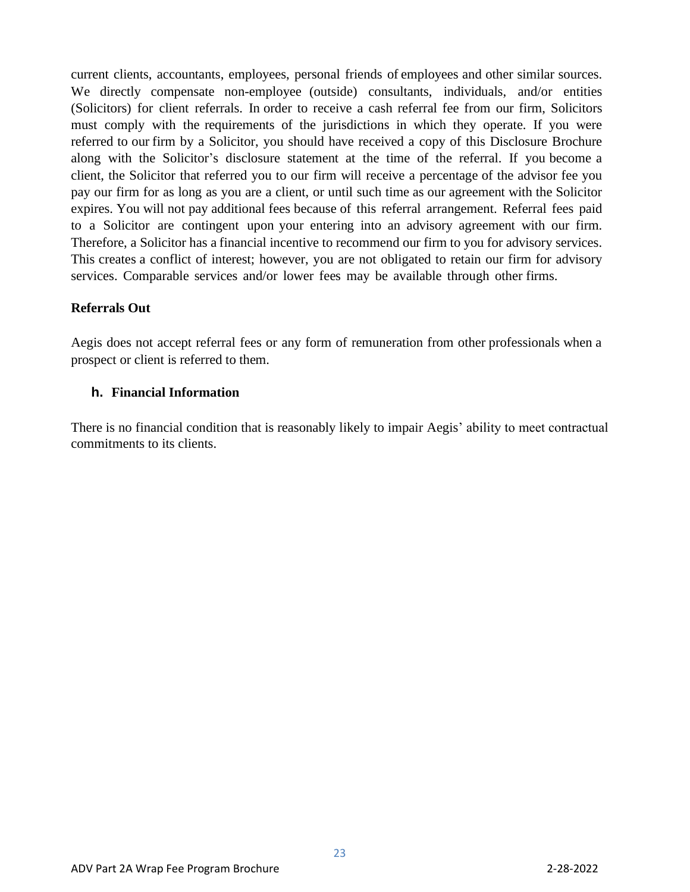current clients, accountants, employees, personal friends of employees and other similar sources. We directly compensate non-employee (outside) consultants, individuals, and/or entities (Solicitors) for client referrals. In order to receive a cash referral fee from our firm, Solicitors must comply with the requirements of the jurisdictions in which they operate. If you were referred to our firm by a Solicitor, you should have received a copy of this Disclosure Brochure along with the Solicitor's disclosure statement at the time of the referral. If you become a client, the Solicitor that referred you to our firm will receive a percentage of the advisor fee you pay our firm for as long as you are a client, or until such time as our agreement with the Solicitor expires. You will not pay additional fees because of this referral arrangement. Referral fees paid to a Solicitor are contingent upon your entering into an advisory agreement with our firm. Therefore, a Solicitor has a financial incentive to recommend our firm to you for advisory services. This creates a conflict of interest; however, you are not obligated to retain our firm for advisory services. Comparable services and/or lower fees may be available through other firms.

**Referrals Out**

Aegis does not accept referral fees or any form of remuneration from other professionals when a prospect or client is referred to them.

### h. Financial Information

There is no financial condition that is reasonably likely to impair Aegis' ability to meet contractual commitments to its clients.